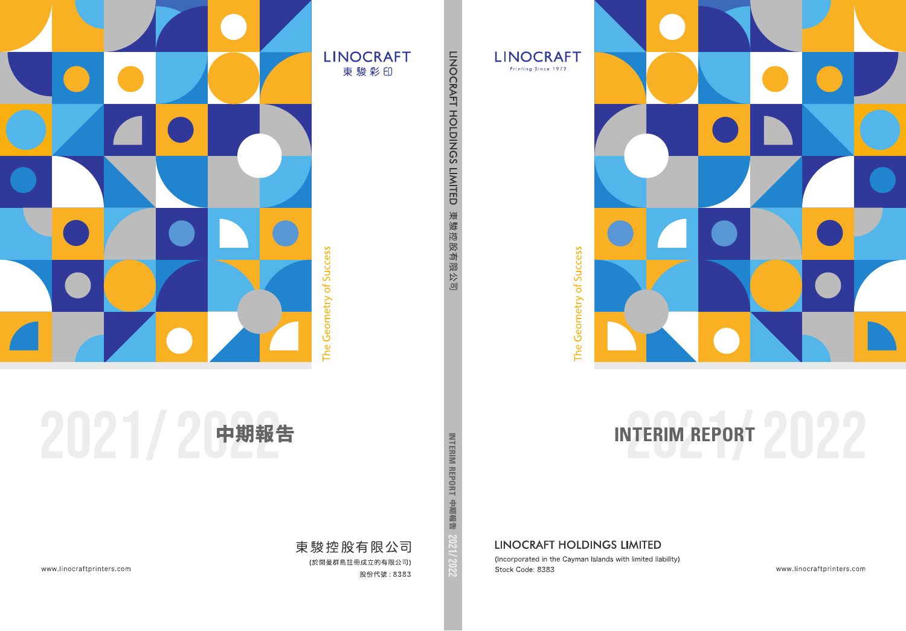LINOCRAFT
東駿彩印

The Geometry of Success

2021/2022 中期報告

東駿控股有限公司
(於開曼群島註冊成立的有限公司)
股份代號：8383

www.linocraftprinters.com

LINOCRAFT HOLDINGS LIMITED 東駿控股有限公司

INTERIM REPORT 中期報告 2021/2022

LINOCRAFT
Printing Since 1972

The Geometry of Success

# INTERIM REPORT 2021/2022

## LINOCRAFT HOLDINGS LIMITED

(Incorporated in the Cayman Islands with limited liability)
Stock Code: 8383

www.linocraftprinters.com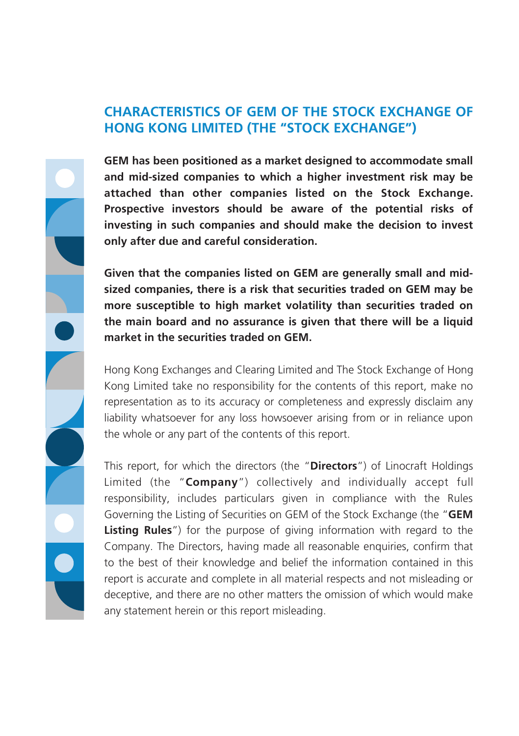# CHARACTERISTICS OF GEM OF THE STOCK EXCHANGE OF HONG KONG LIMITED (THE "STOCK EXCHANGE")

**GEM has been positioned as a market designed to accommodate small and mid-sized companies to which a higher investment risk may be attached than other companies listed on the Stock Exchange. Prospective investors should be aware of the potential risks of investing in such companies and should make the decision to invest only after due and careful consideration.**

**Given that the companies listed on GEM are generally small and mid-sized companies, there is a risk that securities traded on GEM may be more susceptible to high market volatility than securities traded on the main board and no assurance is given that there will be a liquid market in the securities traded on GEM.**

Hong Kong Exchanges and Clearing Limited and The Stock Exchange of Hong Kong Limited take no responsibility for the contents of this report, make no representation as to its accuracy or completeness and expressly disclaim any liability whatsoever for any loss howsoever arising from or in reliance upon the whole or any part of the contents of this report.

This report, for which the directors (the "**Directors**") of Linocraft Holdings Limited (the "**Company**") collectively and individually accept full responsibility, includes particulars given in compliance with the Rules Governing the Listing of Securities on GEM of the Stock Exchange (the "**GEM Listing Rules**") for the purpose of giving information with regard to the Company. The Directors, having made all reasonable enquiries, confirm that to the best of their knowledge and belief the information contained in this report is accurate and complete in all material respects and not misleading or deceptive, and there are no other matters the omission of which would make any statement herein or this report misleading.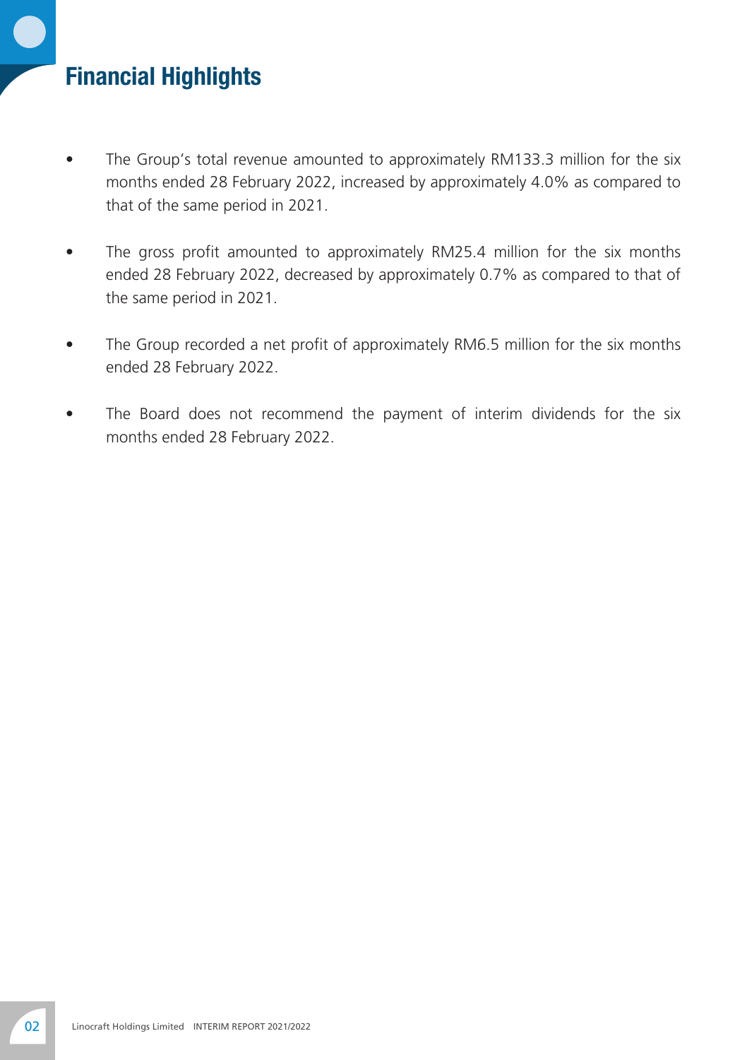# Financial Highlights

- The Group's total revenue amounted to approximately RM133.3 million for the six months ended 28 February 2022, increased by approximately 4.0% as compared to that of the same period in 2021.
- The gross profit amounted to approximately RM25.4 million for the six months ended 28 February 2022, decreased by approximately 0.7% as compared to that of the same period in 2021.
- The Group recorded a net profit of approximately RM6.5 million for the six months ended 28 February 2022.
- The Board does not recommend the payment of interim dividends for the six months ended 28 February 2022.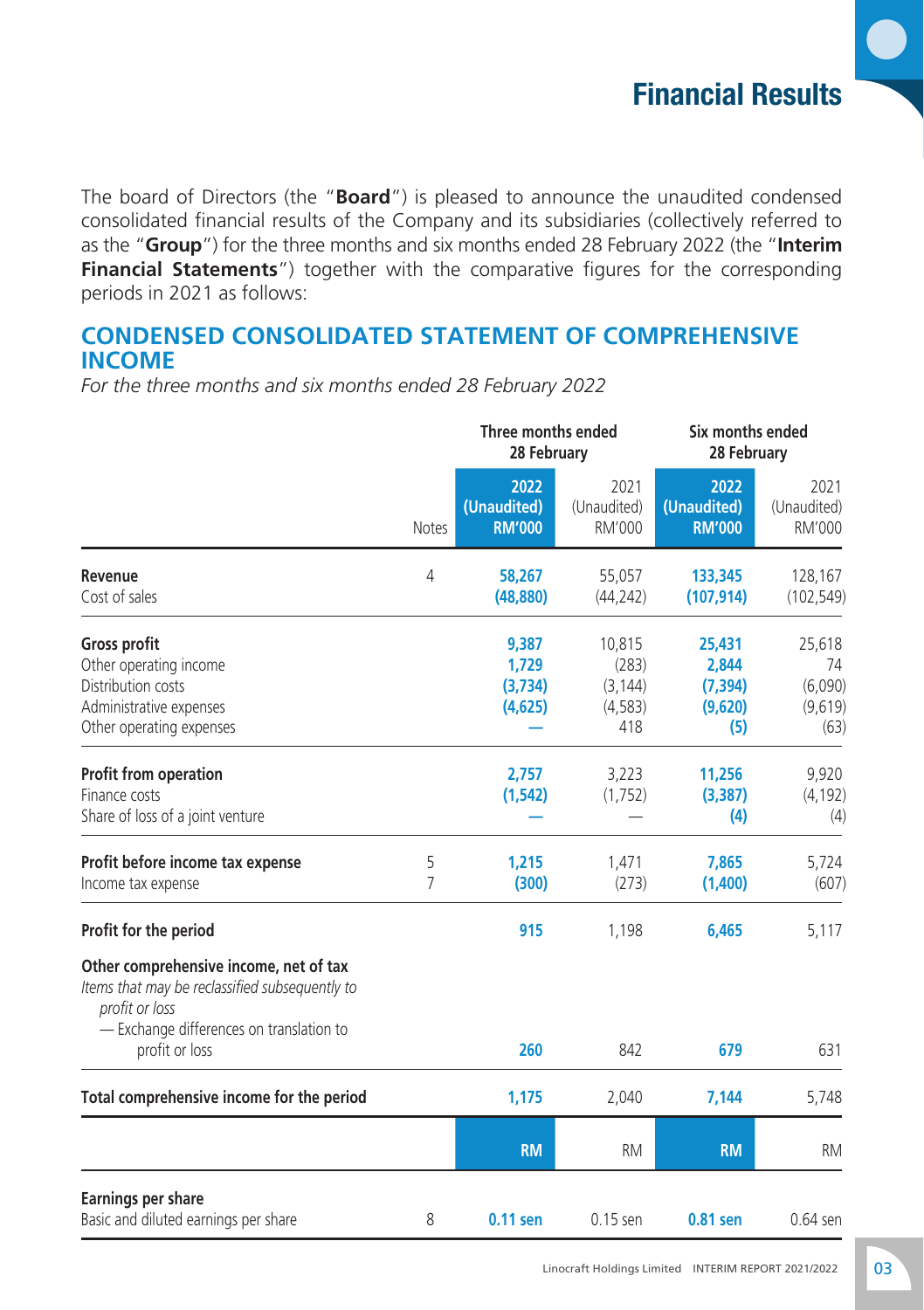# Financial Results

The board of Directors (the "**Board**") is pleased to announce the unaudited condensed consolidated financial results of the Company and its subsidiaries (collectively referred to as the "**Group**") for the three months and six months ended 28 February 2022 (the "**Interim Financial Statements**") together with the comparative figures for the corresponding periods in 2021 as follows:

## CONDENSED CONSOLIDATED STATEMENT OF COMPREHENSIVE INCOME

*For the three months and six months ended 28 February 2022*

| | Notes | Three months ended 28 February | | Six months ended 28 February | |
|---|---|---|---|---|---|
| | | **2022 (Unaudited) RM'000** | 2021 (Unaudited) RM'000 | **2022 (Unaudited) RM'000** | 2021 (Unaudited) RM'000 |
| **Revenue** | 4 | **58,267** | 55,057 | **133,345** | 128,167 |
| Cost of sales | | **(48,880)** | (44,242) | **(107,914)** | (102,549) |
| **Gross profit** | | **9,387** | 10,815 | **25,431** | 25,618 |
| Other operating income | | **1,729** | (283) | **2,844** | 74 |
| Distribution costs | | **(3,734)** | (3,144) | **(7,394)** | (6,090) |
| Administrative expenses | | **(4,625)** | (4,583) | **(9,620)** | (9,619) |
| Other operating expenses | | **—** | 418 | **(5)** | (63) |
| **Profit from operation** | | **2,757** | 3,223 | **11,256** | 9,920 |
| Finance costs | | **(1,542)** | (1,752) | **(3,387)** | (4,192) |
| Share of loss of a joint venture | | **—** | — | **(4)** | (4) |
| **Profit before income tax expense** | 5 | **1,215** | 1,471 | **7,865** | 5,724 |
| Income tax expense | 7 | **(300)** | (273) | **(1,400)** | (607) |
| **Profit for the period** | | **915** | 1,198 | **6,465** | 5,117 |
| **Other comprehensive income, net of tax** | | | | | |
| *Items that may be reclassified subsequently to profit or loss* | | | | | |
| — Exchange differences on translation to profit or loss | | **260** | 842 | **679** | 631 |
| **Total comprehensive income for the period** | | **1,175** | 2,040 | **7,144** | 5,748 |
| | | **RM** | RM | **RM** | RM |
| **Earnings per share** | | | | | |
| Basic and diluted earnings per share | 8 | **0.11 sen** | 0.15 sen | **0.81 sen** | 0.64 sen |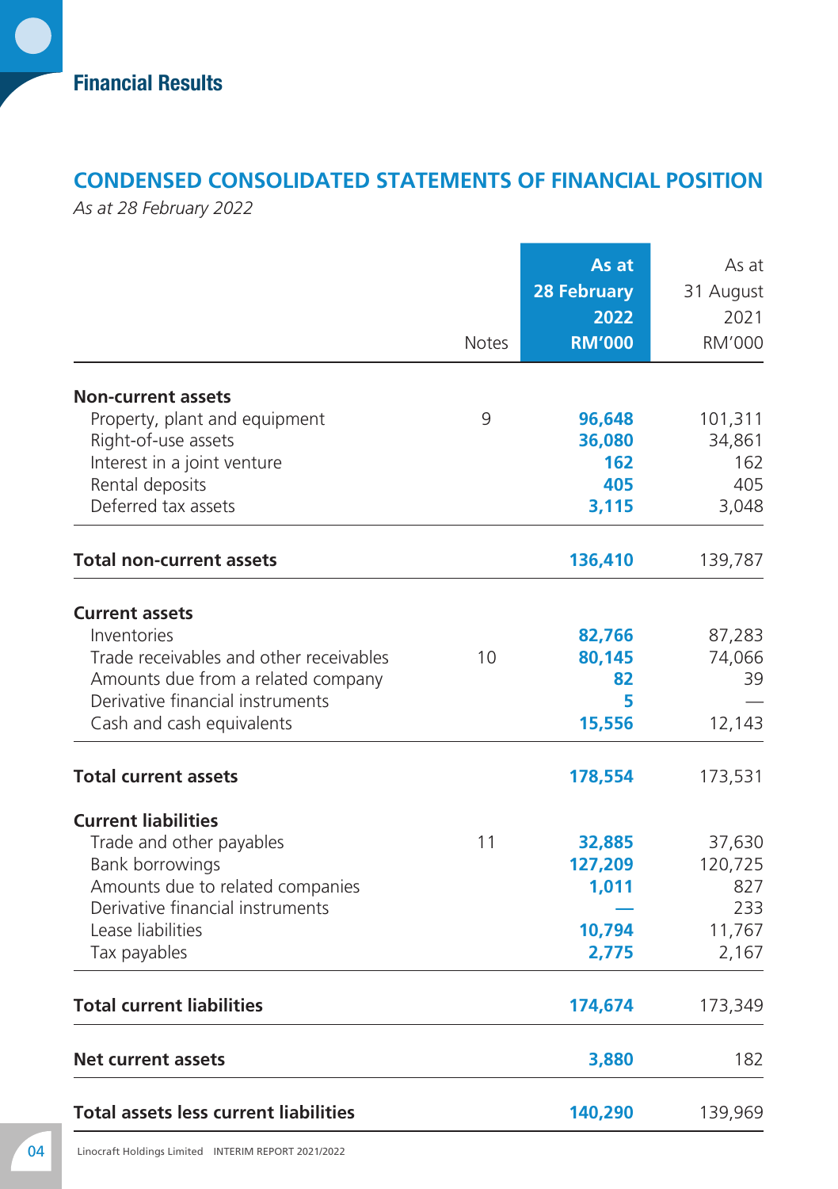## Financial Results

## CONDENSED CONSOLIDATED STATEMENTS OF FINANCIAL POSITION

*As at 28 February 2022*

| | Notes | **As at 28 February 2022 RM'000** | As at 31 August 2021 RM'000 |
|---|---|---|---|
| **Non-current assets** | | | |
| Property, plant and equipment | 9 | **96,648** | 101,311 |
| Right-of-use assets | | **36,080** | 34,861 |
| Interest in a joint venture | | **162** | 162 |
| Rental deposits | | **405** | 405 |
| Deferred tax assets | | **3,115** | 3,048 |
| **Total non-current assets** | | **136,410** | 139,787 |
| **Current assets** | | | |
| Inventories | | **82,766** | 87,283 |
| Trade receivables and other receivables | 10 | **80,145** | 74,066 |
| Amounts due from a related company | | **82** | 39 |
| Derivative financial instruments | | **5** | — |
| Cash and cash equivalents | | **15,556** | 12,143 |
| **Total current assets** | | **178,554** | 173,531 |
| **Current liabilities** | | | |
| Trade and other payables | 11 | **32,885** | 37,630 |
| Bank borrowings | | **127,209** | 120,725 |
| Amounts due to related companies | | **1,011** | 827 |
| Derivative financial instruments | | **—** | 233 |
| Lease liabilities | | **10,794** | 11,767 |
| Tax payables | | **2,775** | 2,167 |
| **Total current liabilities** | | **174,674** | 173,349 |
| **Net current assets** | | **3,880** | 182 |
| **Total assets less current liabilities** | | **140,290** | 139,969 |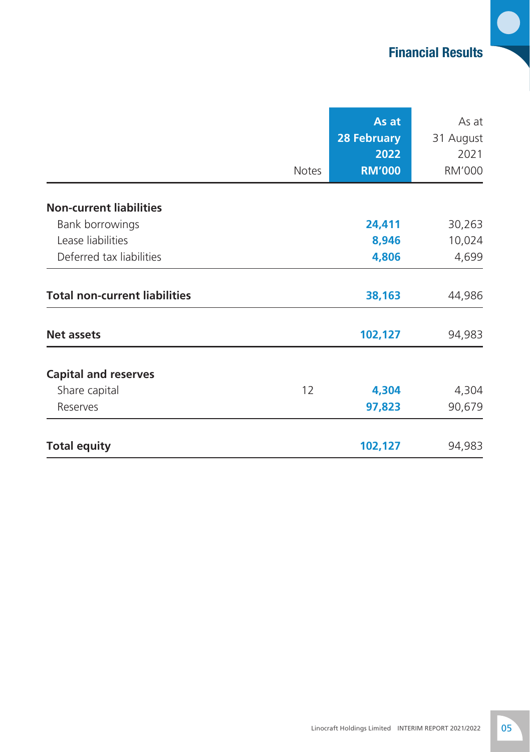| | Notes | As at 28 February 2022 RM'000 | As at 31 August 2021 RM'000 |
|---|---|---|---|
| **Non-current liabilities** | | | |
| Bank borrowings | | **24,411** | 30,263 |
| Lease liabilities | | **8,946** | 10,024 |
| Deferred tax liabilities | | **4,806** | 4,699 |
| **Total non-current liabilities** | | **38,163** | 44,986 |
| **Net assets** | | **102,127** | 94,983 |
| **Capital and reserves** | | | |
| Share capital | 12 | **4,304** | 4,304 |
| Reserves | | **97,823** | 90,679 |
| **Total equity** | | **102,127** | 94,983 |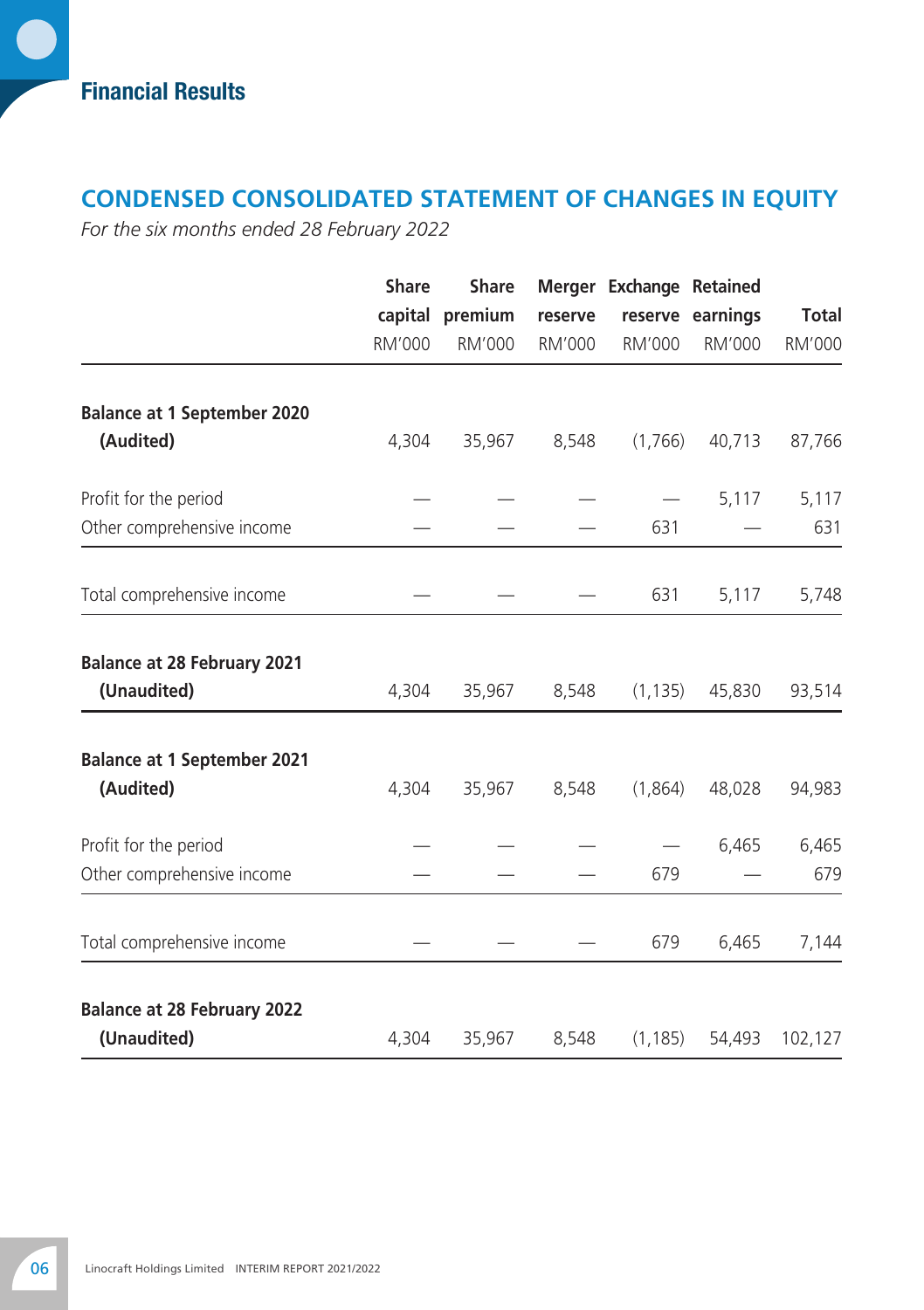## Financial Results

# CONDENSED CONSOLIDATED STATEMENT OF CHANGES IN EQUITY

*For the six months ended 28 February 2022*

| | Share capital RM'000 | Share premium RM'000 | Merger reserve RM'000 | Exchange reserve RM'000 | Retained earnings RM'000 | Total RM'000 |
|---|---|---|---|---|---|---|
| **Balance at 1 September 2020 (Audited)** | 4,304 | 35,967 | 8,548 | (1,766) | 40,713 | 87,766 |
| Profit for the period | — | — | — | — | 5,117 | 5,117 |
| Other comprehensive income | — | — | — | 631 | — | 631 |
| Total comprehensive income | — | — | — | 631 | 5,117 | 5,748 |
| **Balance at 28 February 2021 (Unaudited)** | 4,304 | 35,967 | 8,548 | (1,135) | 45,830 | 93,514 |
| **Balance at 1 September 2021 (Audited)** | 4,304 | 35,967 | 8,548 | (1,864) | 48,028 | 94,983 |
| Profit for the period | — | — | — | — | 6,465 | 6,465 |
| Other comprehensive income | — | — | — | 679 | — | 679 |
| Total comprehensive income | — | — | — | 679 | 6,465 | 7,144 |
| **Balance at 28 February 2022 (Unaudited)** | 4,304 | 35,967 | 8,548 | (1,185) | 54,493 | 102,127 |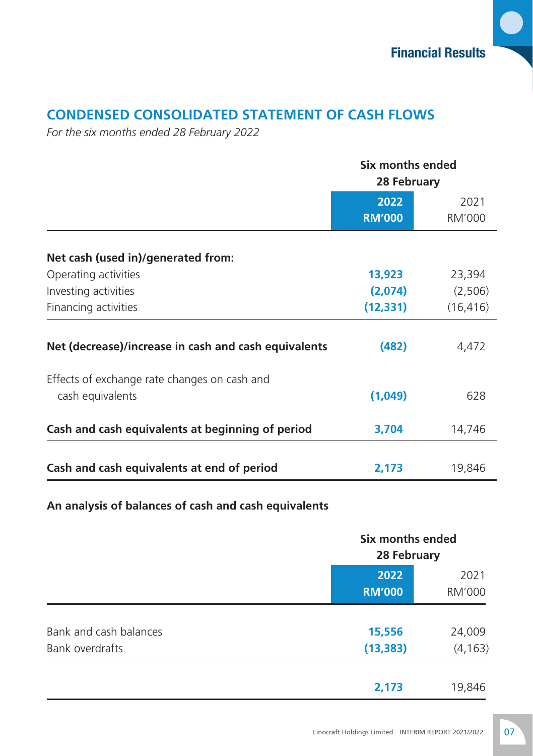## CONDENSED CONSOLIDATED STATEMENT OF CASH FLOWS

*For the six months ended 28 February 2022*

| | Six months ended 28 February | |
|---|---|---|
| | **2022** | 2021 |
| | **RM'000** | RM'000 |
| **Net cash (used in)/generated from:** | | |
| Operating activities | **13,923** | 23,394 |
| Investing activities | **(2,074)** | (2,506) |
| Financing activities | **(12,331)** | (16,416) |
| **Net (decrease)/increase in cash and cash equivalents** | **(482)** | 4,472 |
| Effects of exchange rate changes on cash and cash equivalents | **(1,049)** | 628 |
| **Cash and cash equivalents at beginning of period** | **3,704** | 14,746 |
| **Cash and cash equivalents at end of period** | **2,173** | 19,846 |

**An analysis of balances of cash and cash equivalents**

| | Six months ended 28 February | |
|---|---|---|
| | **2022** | 2021 |
| | **RM'000** | RM'000 |
| Bank and cash balances | **15,556** | 24,009 |
| Bank overdrafts | **(13,383)** | (4,163) |
| | **2,173** | 19,846 |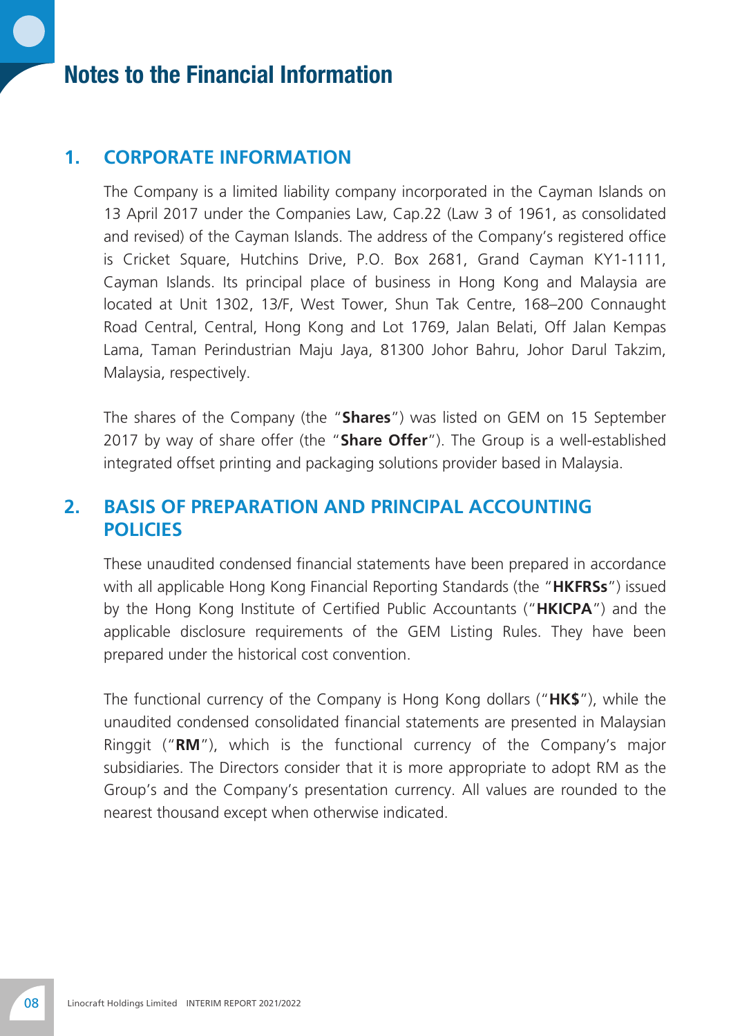# Notes to the Financial Information

## 1. CORPORATE INFORMATION

The Company is a limited liability company incorporated in the Cayman Islands on 13 April 2017 under the Companies Law, Cap.22 (Law 3 of 1961, as consolidated and revised) of the Cayman Islands. The address of the Company's registered office is Cricket Square, Hutchins Drive, P.O. Box 2681, Grand Cayman KY1-1111, Cayman Islands. Its principal place of business in Hong Kong and Malaysia are located at Unit 1302, 13/F, West Tower, Shun Tak Centre, 168–200 Connaught Road Central, Central, Hong Kong and Lot 1769, Jalan Belati, Off Jalan Kempas Lama, Taman Perindustrian Maju Jaya, 81300 Johor Bahru, Johor Darul Takzim, Malaysia, respectively.

The shares of the Company (the "**Shares**") was listed on GEM on 15 September 2017 by way of share offer (the "**Share Offer**"). The Group is a well-established integrated offset printing and packaging solutions provider based in Malaysia.

## 2. BASIS OF PREPARATION AND PRINCIPAL ACCOUNTING POLICIES

These unaudited condensed financial statements have been prepared in accordance with all applicable Hong Kong Financial Reporting Standards (the "**HKFRSs**") issued by the Hong Kong Institute of Certified Public Accountants ("**HKICPA**") and the applicable disclosure requirements of the GEM Listing Rules. They have been prepared under the historical cost convention.

The functional currency of the Company is Hong Kong dollars ("**HK$**"), while the unaudited condensed consolidated financial statements are presented in Malaysian Ringgit ("**RM**"), which is the functional currency of the Company's major subsidiaries. The Directors consider that it is more appropriate to adopt RM as the Group's and the Company's presentation currency. All values are rounded to the nearest thousand except when otherwise indicated.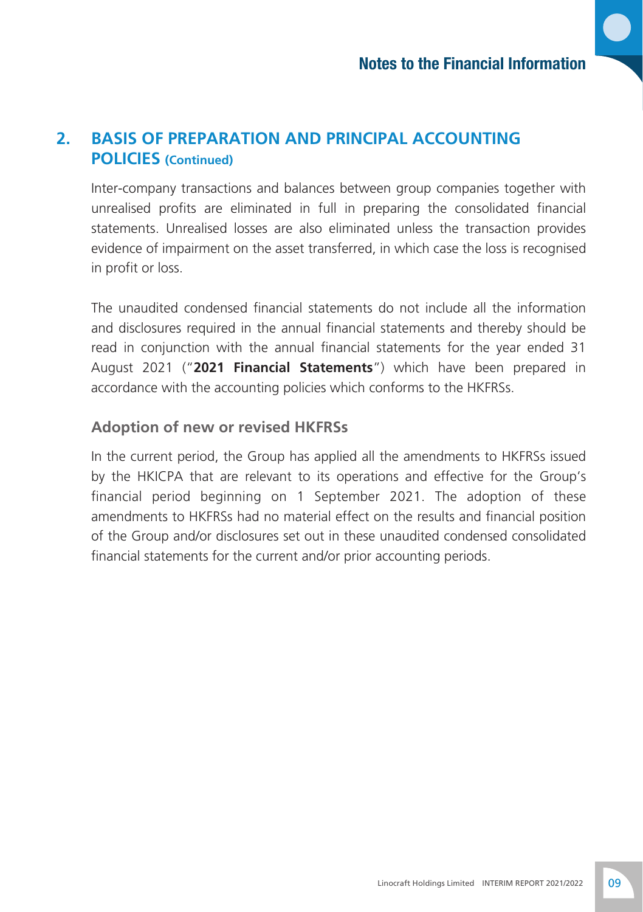## 2. BASIS OF PREPARATION AND PRINCIPAL ACCOUNTING POLICIES (Continued)

Inter-company transactions and balances between group companies together with unrealised profits are eliminated in full in preparing the consolidated financial statements. Unrealised losses are also eliminated unless the transaction provides evidence of impairment on the asset transferred, in which case the loss is recognised in profit or loss.

The unaudited condensed financial statements do not include all the information and disclosures required in the annual financial statements and thereby should be read in conjunction with the annual financial statements for the year ended 31 August 2021 ("**2021 Financial Statements**") which have been prepared in accordance with the accounting policies which conforms to the HKFRSs.

### Adoption of new or revised HKFRSs

In the current period, the Group has applied all the amendments to HKFRSs issued by the HKICPA that are relevant to its operations and effective for the Group's financial period beginning on 1 September 2021. The adoption of these amendments to HKFRSs had no material effect on the results and financial position of the Group and/or disclosures set out in these unaudited condensed consolidated financial statements for the current and/or prior accounting periods.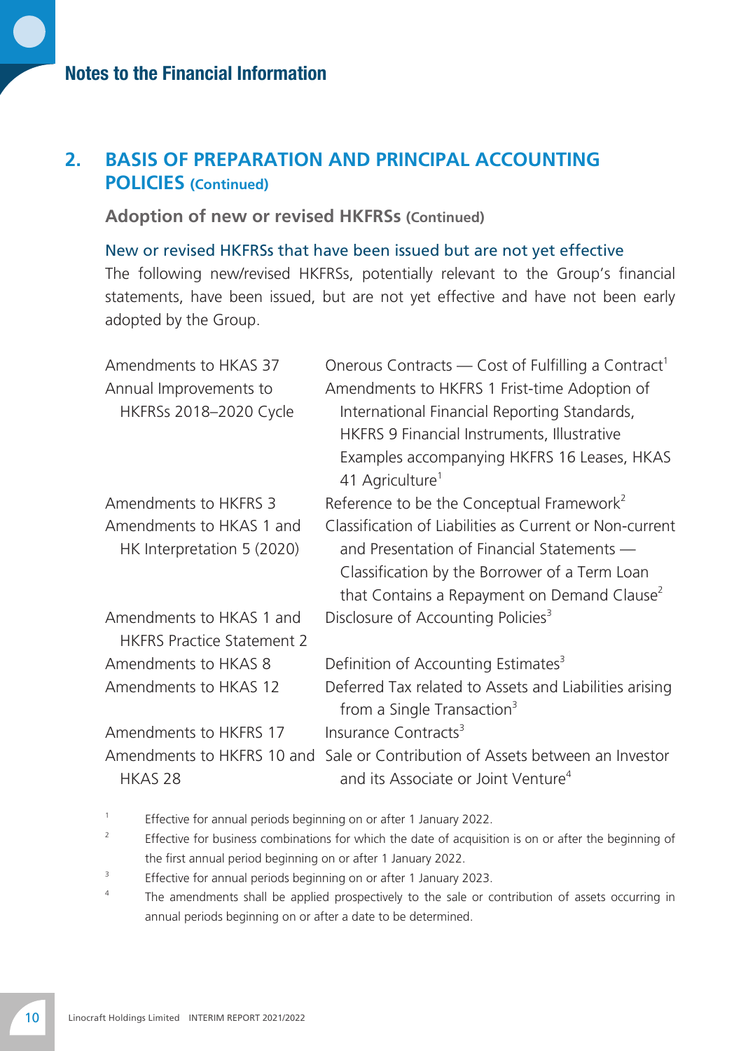## 2. BASIS OF PREPARATION AND PRINCIPAL ACCOUNTING POLICIES (Continued)

### Adoption of new or revised HKFRSs (Continued)

#### New or revised HKFRSs that have been issued but are not yet effective

The following new/revised HKFRSs, potentially relevant to the Group's financial statements, have been issued, but are not yet effective and have not been early adopted by the Group.

| | |
|---|---|
| Amendments to HKAS 37 | Onerous Contracts — Cost of Fulfilling a Contract[1] |
| Annual Improvements to HKFRSs 2018–2020 Cycle | Amendments to HKFRS 1 Frist-time Adoption of International Financial Reporting Standards, HKFRS 9 Financial Instruments, Illustrative Examples accompanying HKFRS 16 Leases, HKAS 41 Agriculture[1] |
| Amendments to HKFRS 3 | Reference to be the Conceptual Framework[2] |
| Amendments to HKAS 1 and HK Interpretation 5 (2020) | Classification of Liabilities as Current or Non-current and Presentation of Financial Statements — Classification by the Borrower of a Term Loan that Contains a Repayment on Demand Clause[2] |
| Amendments to HKAS 1 and HKFRS Practice Statement 2 | Disclosure of Accounting Policies[3] |
| Amendments to HKAS 8 | Definition of Accounting Estimates[3] |
| Amendments to HKAS 12 | Deferred Tax related to Assets and Liabilities arising from a Single Transaction[3] |
| Amendments to HKFRS 17 | Insurance Contracts[3] |
| Amendments to HKFRS 10 and HKAS 28 | Sale or Contribution of Assets between an Investor and its Associate or Joint Venture[4] |

[1] Effective for annual periods beginning on or after 1 January 2022.

[2] Effective for business combinations for which the date of acquisition is on or after the beginning of the first annual period beginning on or after 1 January 2022.

[3] Effective for annual periods beginning on or after 1 January 2023.

[4] The amendments shall be applied prospectively to the sale or contribution of assets occurring in annual periods beginning on or after a date to be determined.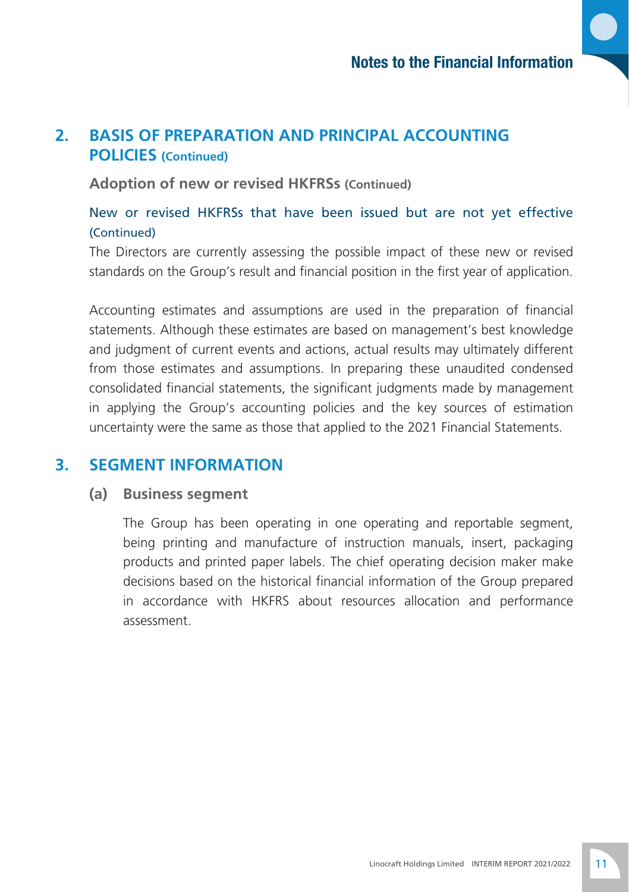## 2. BASIS OF PREPARATION AND PRINCIPAL ACCOUNTING POLICIES (Continued)

### Adoption of new or revised HKFRSs (Continued)

#### New or revised HKFRSs that have been issued but are not yet effective (Continued)

The Directors are currently assessing the possible impact of these new or revised standards on the Group's result and financial position in the first year of application.

Accounting estimates and assumptions are used in the preparation of financial statements. Although these estimates are based on management's best knowledge and judgment of current events and actions, actual results may ultimately different from those estimates and assumptions. In preparing these unaudited condensed consolidated financial statements, the significant judgments made by management in applying the Group's accounting policies and the key sources of estimation uncertainty were the same as those that applied to the 2021 Financial Statements.

## 3. SEGMENT INFORMATION

### (a) Business segment

The Group has been operating in one operating and reportable segment, being printing and manufacture of instruction manuals, insert, packaging products and printed paper labels. The chief operating decision maker make decisions based on the historical financial information of the Group prepared in accordance with HKFRS about resources allocation and performance assessment.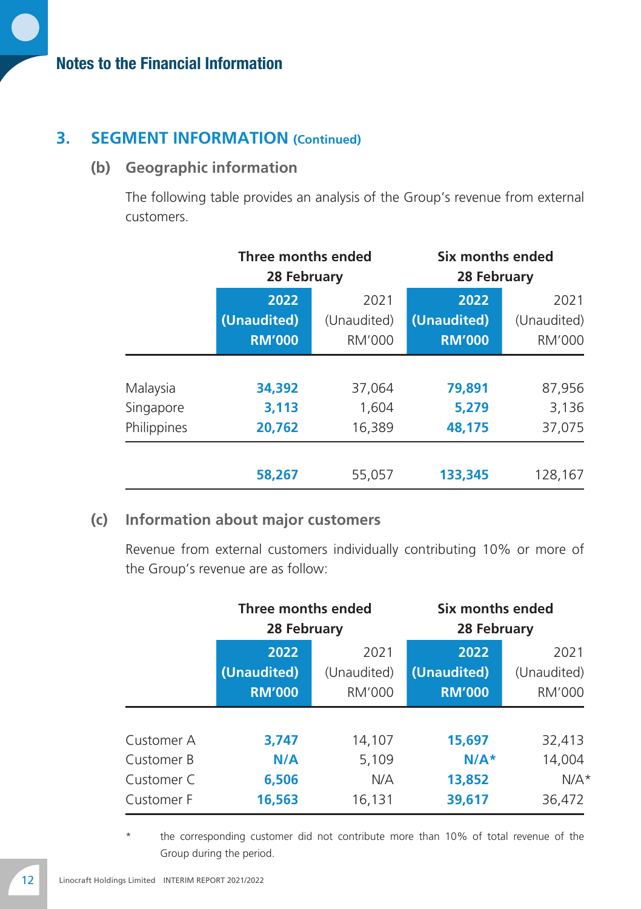# Notes to the Financial Information

## 3. SEGMENT INFORMATION (Continued)

### (b) Geographic information

The following table provides an analysis of the Group's revenue from external customers.

| | Three months ended 28 February | | Six months ended 28 February | |
|---|---|---|---|---|
| | **2022 (Unaudited) RM'000** | 2021 (Unaudited) RM'000 | **2022 (Unaudited) RM'000** | 2021 (Unaudited) RM'000 |
| Malaysia | **34,392** | 37,064 | **79,891** | 87,956 |
| Singapore | **3,113** | 1,604 | **5,279** | 3,136 |
| Philippines | **20,762** | 16,389 | **48,175** | 37,075 |
| | **58,267** | 55,057 | **133,345** | 128,167 |

### (c) Information about major customers

Revenue from external customers individually contributing 10% or more of the Group's revenue are as follow:

| | Three months ended 28 February | | Six months ended 28 February | |
|---|---|---|---|---|
| | **2022 (Unaudited) RM'000** | 2021 (Unaudited) RM'000 | **2022 (Unaudited) RM'000** | 2021 (Unaudited) RM'000 |
| Customer A | **3,747** | 14,107 | **15,697** | 32,413 |
| Customer B | **N/A** | 5,109 | **N/A*** | 14,004 |
| Customer C | **6,506** | N/A | **13,852** | N/A* |
| Customer F | **16,563** | 16,131 | **39,617** | 36,472 |

\* the corresponding customer did not contribute more than 10% of total revenue of the Group during the period.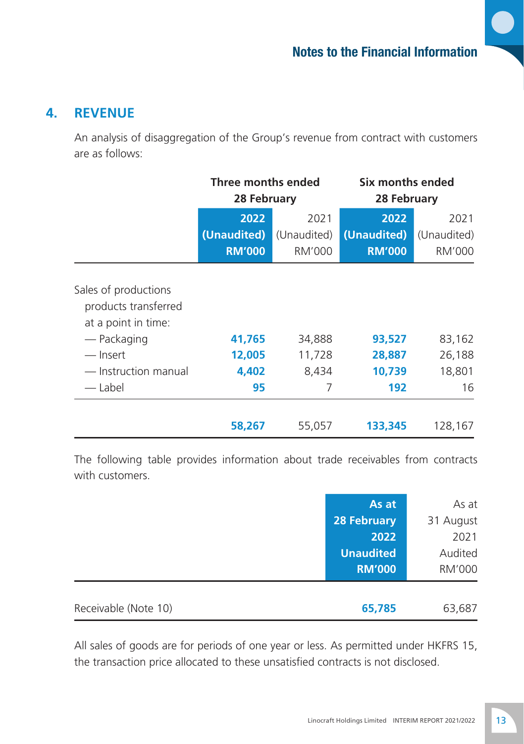## 4. REVENUE

An analysis of disaggregation of the Group's revenue from contract with customers are as follows:

| | Three months ended 28 February | | Six months ended 28 February | |
|---|---|---|---|---|
| | **2022** | 2021 | **2022** | 2021 |
| | **(Unaudited)** | (Unaudited) | **(Unaudited)** | (Unaudited) |
| | **RM'000** | RM'000 | **RM'000** | RM'000 |
| Sales of productions products transferred at a point in time: | | | | |
| — Packaging | **41,765** | 34,888 | **93,527** | 83,162 |
| — Insert | **12,005** | 11,728 | **28,887** | 26,188 |
| — Instruction manual | **4,402** | 8,434 | **10,739** | 18,801 |
| — Label | **95** | 7 | **192** | 16 |
| | **58,267** | 55,057 | **133,345** | 128,167 |

The following table provides information about trade receivables from contracts with customers.

| | **As at 28 February 2022** | As at 31 August 2021 |
|---|---|---|
| | **Unaudited** | Audited |
| | **RM'000** | RM'000 |
| Receivable (Note 10) | **65,785** | 63,687 |

All sales of goods are for periods of one year or less. As permitted under HKFRS 15, the transaction price allocated to these unsatisfied contracts is not disclosed.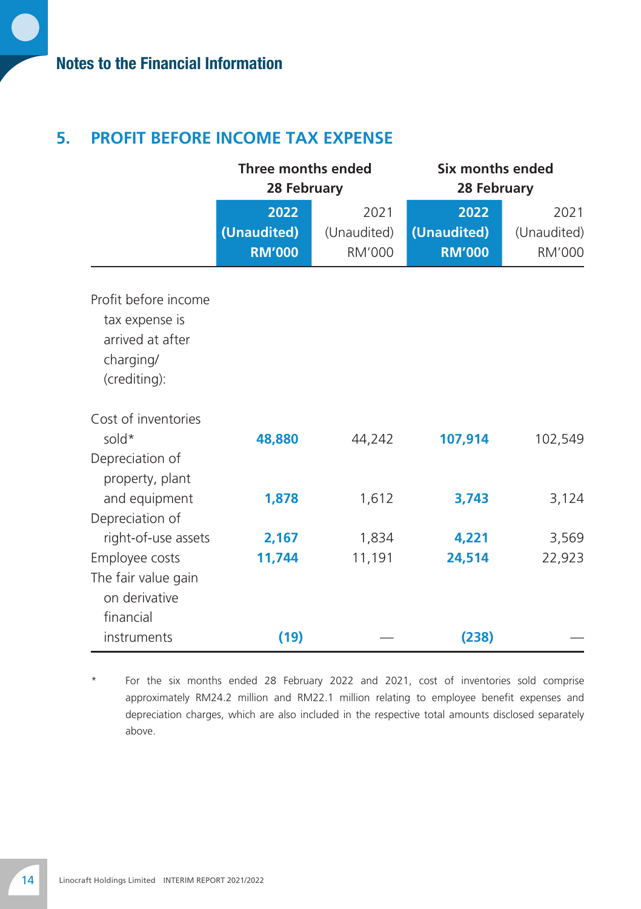## 5. PROFIT BEFORE INCOME TAX EXPENSE

| | Three months ended 28 February | | Six months ended 28 February | |
|---|---|---|---|---|
| | **2022 (Unaudited) RM'000** | 2021 (Unaudited) RM'000 | **2022 (Unaudited) RM'000** | 2021 (Unaudited) RM'000 |
| Profit before income tax expense is arrived at after charging/(crediting): | | | | |
| Cost of inventories sold* | **48,880** | 44,242 | **107,914** | 102,549 |
| Depreciation of property, plant and equipment | **1,878** | 1,612 | **3,743** | 3,124 |
| Depreciation of right-of-use assets | **2,167** | 1,834 | **4,221** | 3,569 |
| Employee costs | **11,744** | 11,191 | **24,514** | 22,923 |
| The fair value gain on derivative financial instruments | **(19)** | — | **(238)** | — |

\* For the six months ended 28 February 2022 and 2021, cost of inventories sold comprise approximately RM24.2 million and RM22.1 million relating to employee benefit expenses and depreciation charges, which are also included in the respective total amounts disclosed separately above.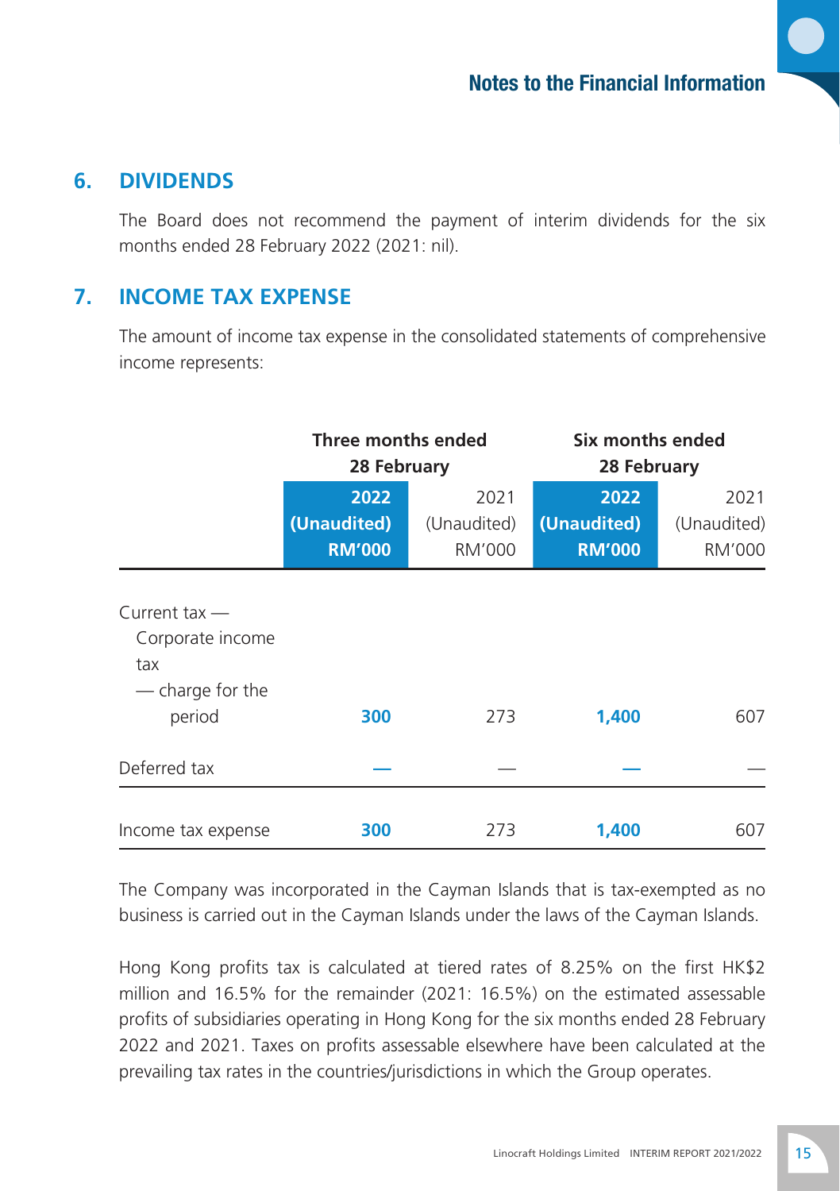## 6. DIVIDENDS

The Board does not recommend the payment of interim dividends for the six months ended 28 February 2022 (2021: nil).

## 7. INCOME TAX EXPENSE

The amount of income tax expense in the consolidated statements of comprehensive income represents:

| | Three months ended 28 February | | Six months ended 28 February | |
|---|---|---|---|---|
| | **2022 (Unaudited) RM'000** | 2021 (Unaudited) RM'000 | **2022 (Unaudited) RM'000** | 2021 (Unaudited) RM'000 |
| Current tax — Corporate income tax — charge for the period | **300** | 273 | **1,400** | 607 |
| Deferred tax | **—** | — | **—** | — |
| Income tax expense | **300** | 273 | **1,400** | 607 |

The Company was incorporated in the Cayman Islands that is tax-exempted as no business is carried out in the Cayman Islands under the laws of the Cayman Islands.

Hong Kong profits tax is calculated at tiered rates of 8.25% on the first HK$2 million and 16.5% for the remainder (2021: 16.5%) on the estimated assessable profits of subsidiaries operating in Hong Kong for the six months ended 28 February 2022 and 2021. Taxes on profits assessable elsewhere have been calculated at the prevailing tax rates in the countries/jurisdictions in which the Group operates.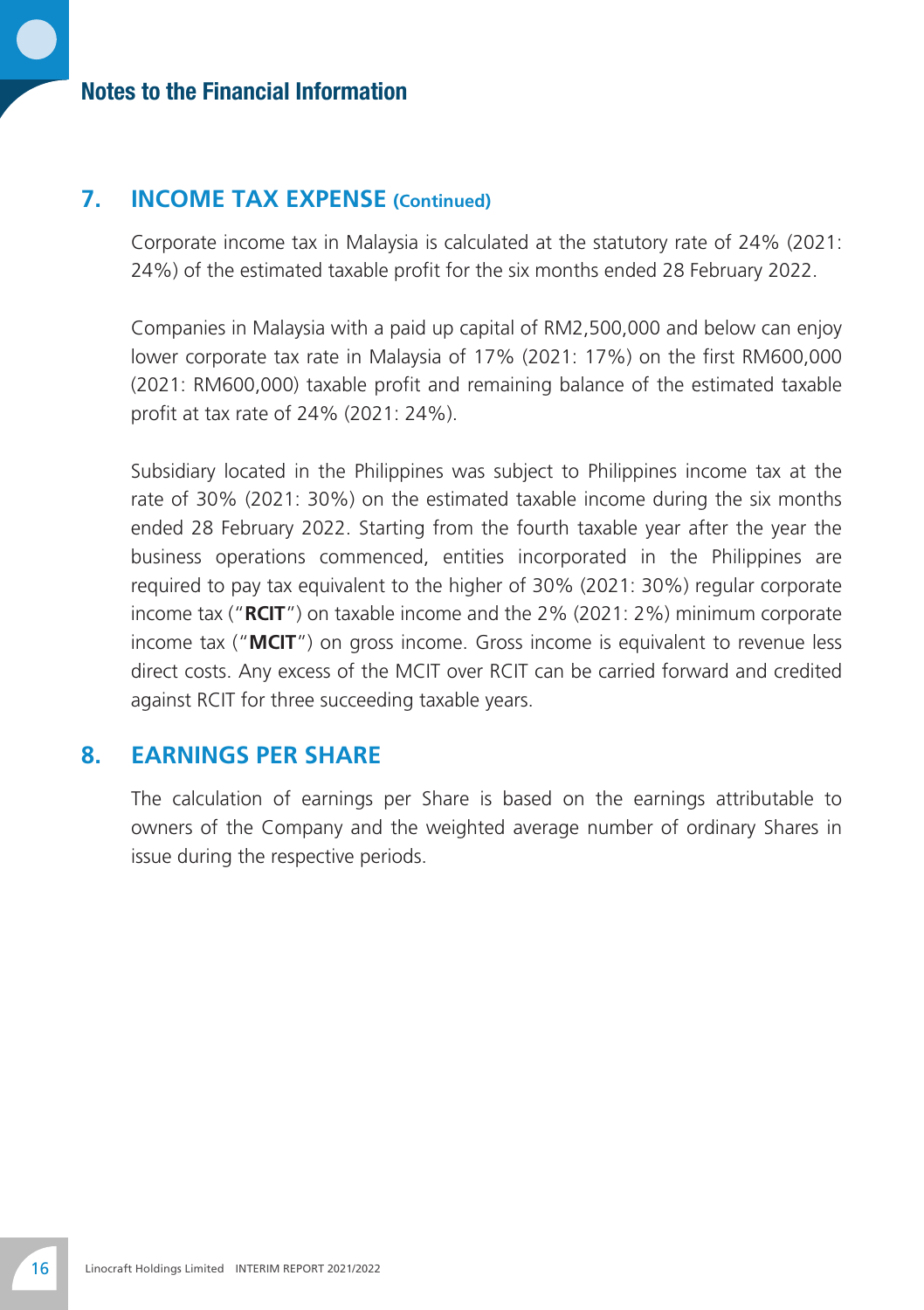## 7. INCOME TAX EXPENSE (Continued)

Corporate income tax in Malaysia is calculated at the statutory rate of 24% (2021: 24%) of the estimated taxable profit for the six months ended 28 February 2022.

Companies in Malaysia with a paid up capital of RM2,500,000 and below can enjoy lower corporate tax rate in Malaysia of 17% (2021: 17%) on the first RM600,000 (2021: RM600,000) taxable profit and remaining balance of the estimated taxable profit at tax rate of 24% (2021: 24%).

Subsidiary located in the Philippines was subject to Philippines income tax at the rate of 30% (2021: 30%) on the estimated taxable income during the six months ended 28 February 2022. Starting from the fourth taxable year after the year the business operations commenced, entities incorporated in the Philippines are required to pay tax equivalent to the higher of 30% (2021: 30%) regular corporate income tax ("**RCIT**") on taxable income and the 2% (2021: 2%) minimum corporate income tax ("**MCIT**") on gross income. Gross income is equivalent to revenue less direct costs. Any excess of the MCIT over RCIT can be carried forward and credited against RCIT for three succeeding taxable years.

## 8. EARNINGS PER SHARE

The calculation of earnings per Share is based on the earnings attributable to owners of the Company and the weighted average number of ordinary Shares in issue during the respective periods.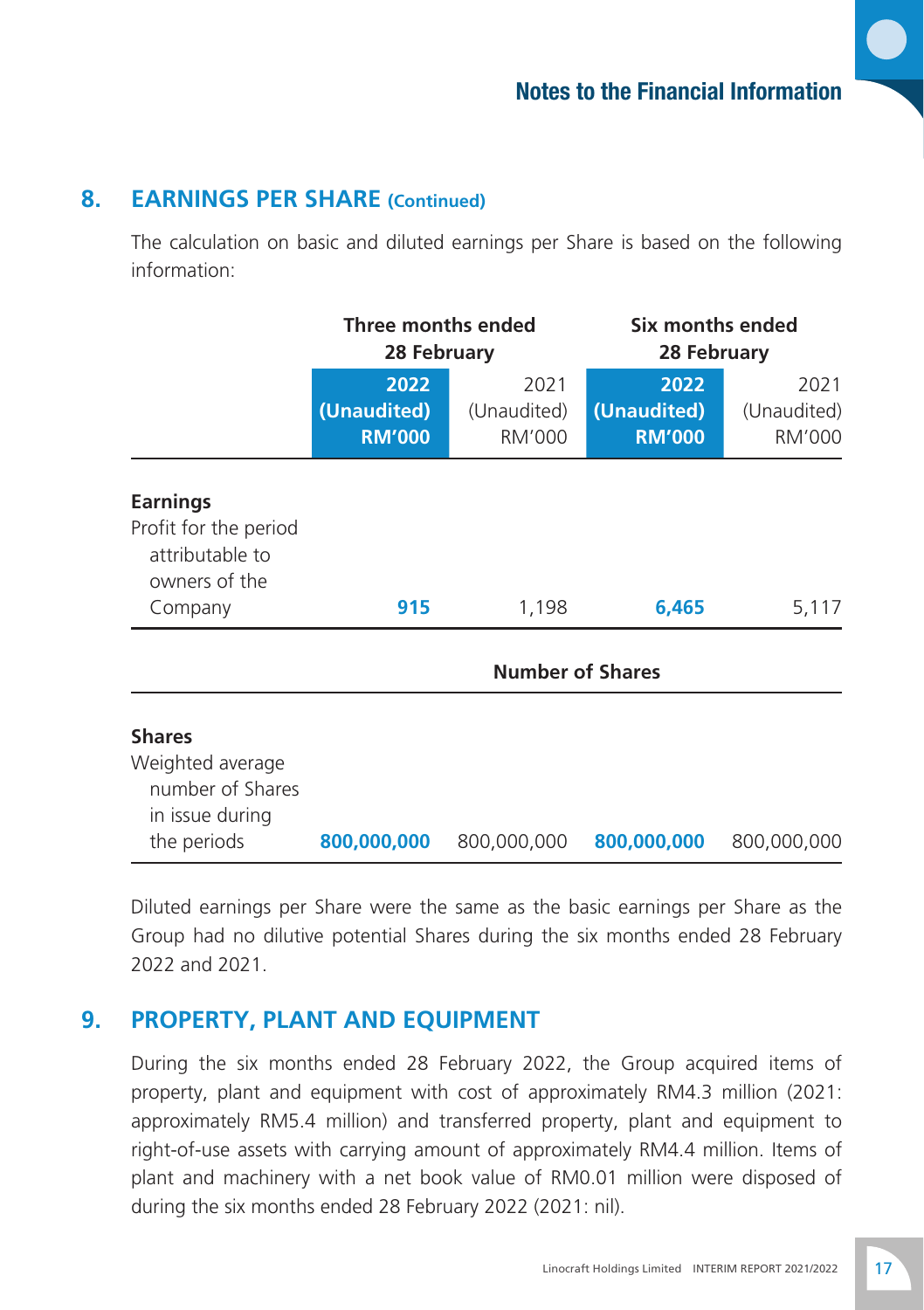## 8. EARNINGS PER SHARE (Continued)

The calculation on basic and diluted earnings per Share is based on the following information:

| | Three months ended 28 February | | Six months ended 28 February | |
|---|---|---|---|---|
| | **2022 (Unaudited) RM'000** | 2021 (Unaudited) RM'000 | **2022 (Unaudited) RM'000** | 2021 (Unaudited) RM'000 |
| **Earnings** | | | | |
| Profit for the period attributable to owners of the Company | **915** | 1,198 | **6,465** | 5,117 |
| | **Number of Shares** | | | |
| **Shares** | | | | |
| Weighted average number of Shares in issue during the periods | **800,000,000** | 800,000,000 | **800,000,000** | 800,000,000 |

Diluted earnings per Share were the same as the basic earnings per Share as the Group had no dilutive potential Shares during the six months ended 28 February 2022 and 2021.

## 9. PROPERTY, PLANT AND EQUIPMENT

During the six months ended 28 February 2022, the Group acquired items of property, plant and equipment with cost of approximately RM4.3 million (2021: approximately RM5.4 million) and transferred property, plant and equipment to right-of-use assets with carrying amount of approximately RM4.4 million. Items of plant and machinery with a net book value of RM0.01 million were disposed of during the six months ended 28 February 2022 (2021: nil).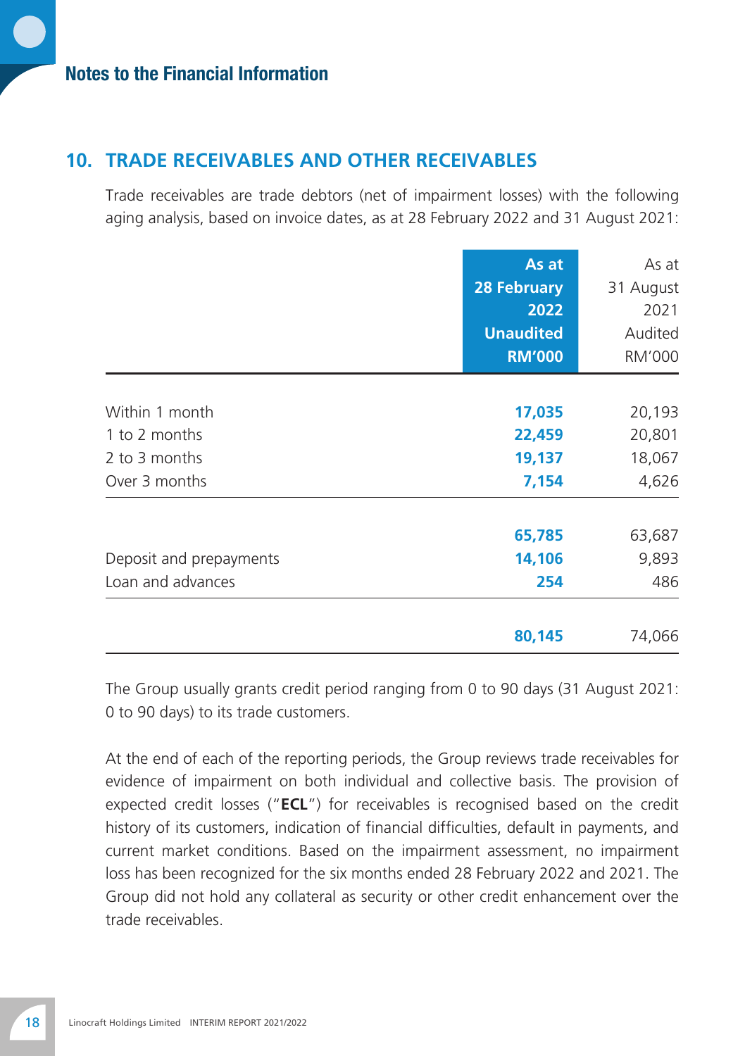## 10. TRADE RECEIVABLES AND OTHER RECEIVABLES

Trade receivables are trade debtors (net of impairment losses) with the following aging analysis, based on invoice dates, as at 28 February 2022 and 31 August 2021:

| | As at 28 February 2022 Unaudited RM'000 | As at 31 August 2021 Audited RM'000 |
|---|---|---|
| Within 1 month | **17,035** | 20,193 |
| 1 to 2 months | **22,459** | 20,801 |
| 2 to 3 months | **19,137** | 18,067 |
| Over 3 months | **7,154** | 4,626 |
| | **65,785** | 63,687 |
| Deposit and prepayments | **14,106** | 9,893 |
| Loan and advances | **254** | 486 |
| | **80,145** | 74,066 |

The Group usually grants credit period ranging from 0 to 90 days (31 August 2021: 0 to 90 days) to its trade customers.

At the end of each of the reporting periods, the Group reviews trade receivables for evidence of impairment on both individual and collective basis. The provision of expected credit losses ("**ECL**") for receivables is recognised based on the credit history of its customers, indication of financial difficulties, default in payments, and current market conditions. Based on the impairment assessment, no impairment loss has been recognized for the six months ended 28 February 2022 and 2021. The Group did not hold any collateral as security or other credit enhancement over the trade receivables.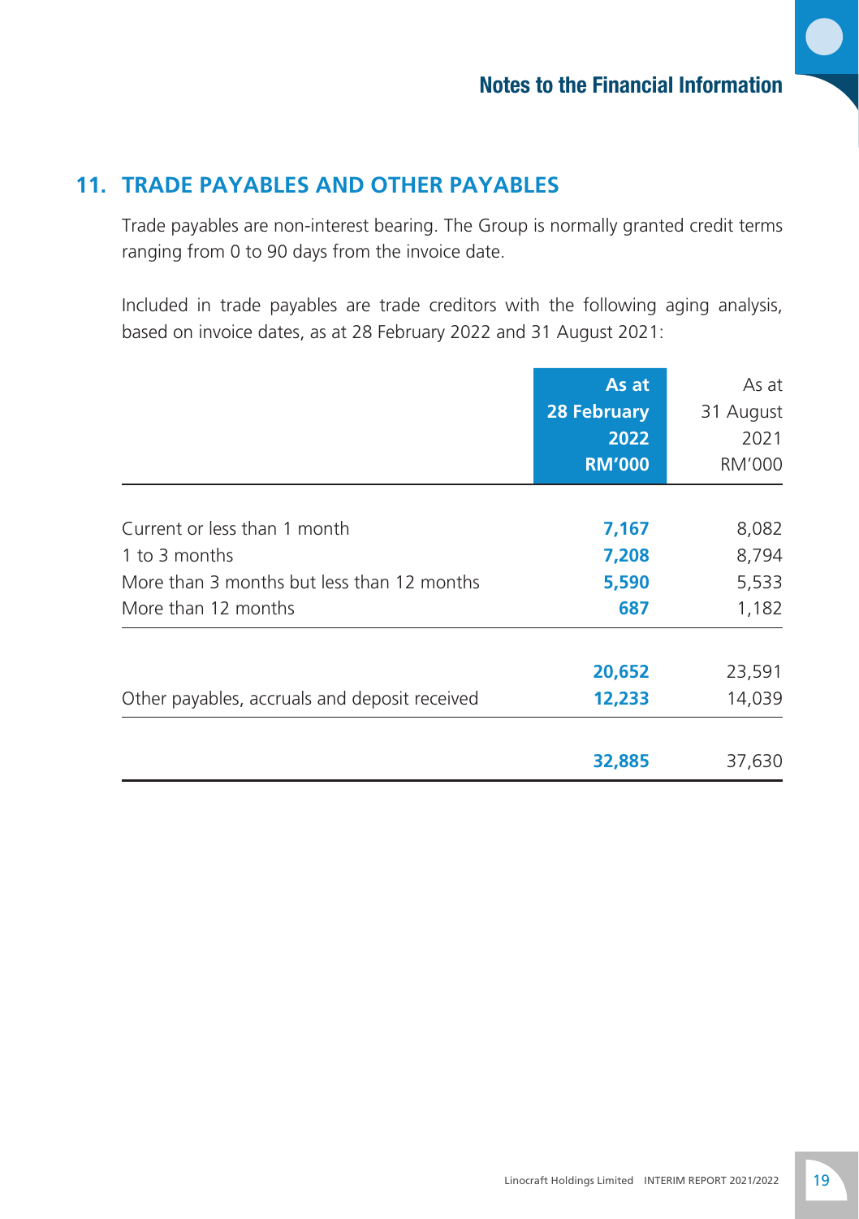## 11. TRADE PAYABLES AND OTHER PAYABLES

Trade payables are non-interest bearing. The Group is normally granted credit terms ranging from 0 to 90 days from the invoice date.

Included in trade payables are trade creditors with the following aging analysis, based on invoice dates, as at 28 February 2022 and 31 August 2021:

| | **As at 28 February 2022 RM'000** | As at 31 August 2021 RM'000 |
|---|---|---|
| Current or less than 1 month | **7,167** | 8,082 |
| 1 to 3 months | **7,208** | 8,794 |
| More than 3 months but less than 12 months | **5,590** | 5,533 |
| More than 12 months | **687** | 1,182 |
| | **20,652** | 23,591 |
| Other payables, accruals and deposit received | **12,233** | 14,039 |
| | **32,885** | 37,630 |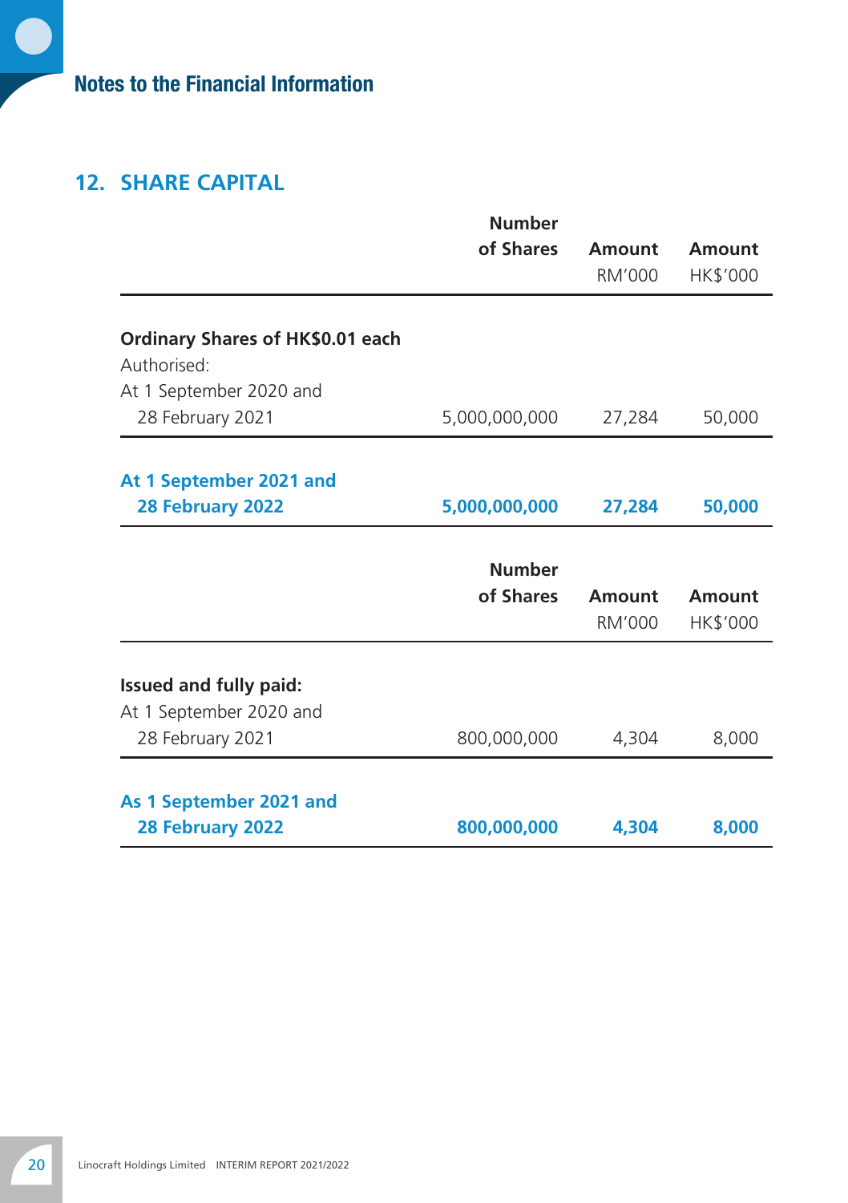## 12. SHARE CAPITAL

| | Number of Shares | Amount RM'000 | Amount HK$'000 |
|---|---|---|---|
| **Ordinary Shares of HK$0.01 each** | | | |
| Authorised: | | | |
| At 1 September 2020 and 28 February 2021 | 5,000,000,000 | 27,284 | 50,000 |
| **At 1 September 2021 and 28 February 2022** | **5,000,000,000** | **27,284** | **50,000** |

| | Number of Shares | Amount RM'000 | Amount HK$'000 |
|---|---|---|---|
| **Issued and fully paid:** | | | |
| At 1 September 2020 and 28 February 2021 | 800,000,000 | 4,304 | 8,000 |
| **As 1 September 2021 and 28 February 2022** | **800,000,000** | **4,304** | **8,000** |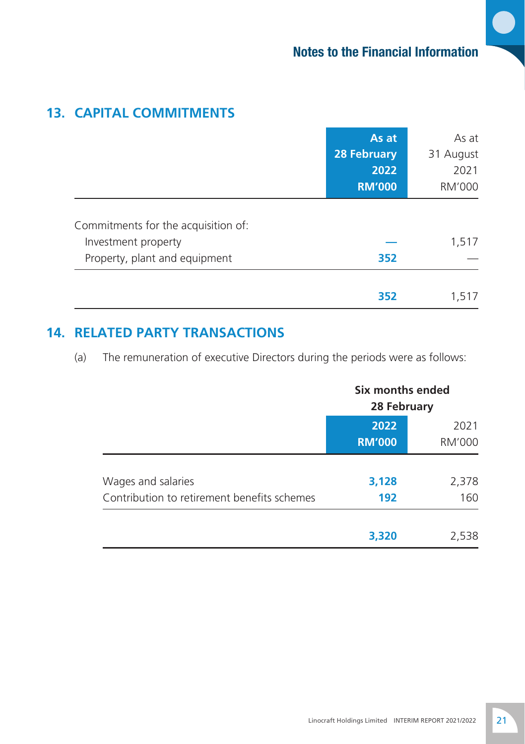## 13. CAPITAL COMMITMENTS

| | As at 28 February 2022 RM'000 | As at 31 August 2021 RM'000 |
|---|---|---|
| Commitments for the acquisition of: | | |
| Investment property | — | 1,517 |
| Property, plant and equipment | 352 | — |
| | 352 | 1,517 |

## 14. RELATED PARTY TRANSACTIONS

(a) The remuneration of executive Directors during the periods were as follows:

| | Six months ended 28 February | |
|---|---|---|
| | 2022 RM'000 | 2021 RM'000 |
| Wages and salaries | 3,128 | 2,378 |
| Contribution to retirement benefits schemes | 192 | 160 |
| | 3,320 | 2,538 |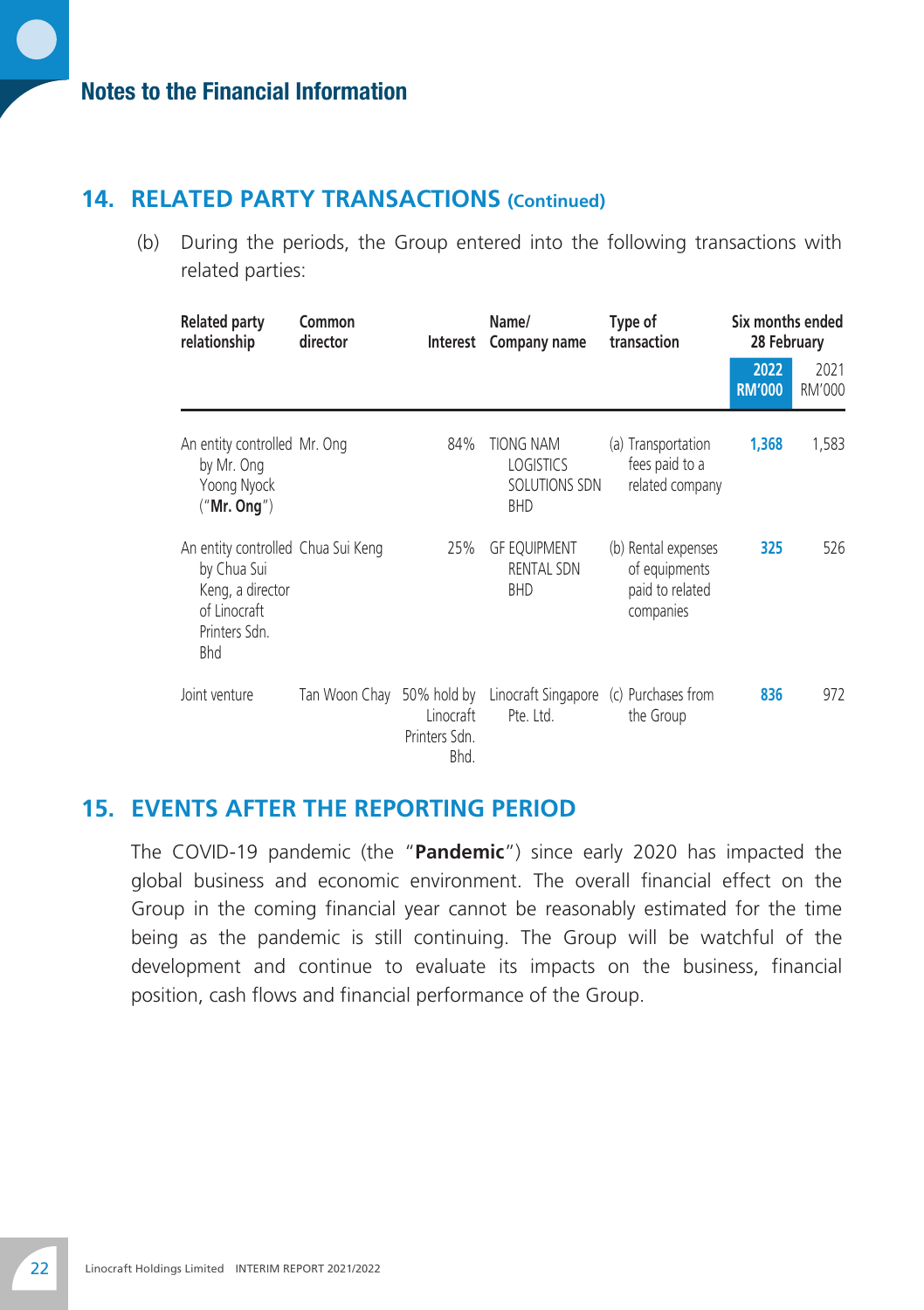## 14. RELATED PARTY TRANSACTIONS (Continued)

(b) During the periods, the Group entered into the following transactions with related parties:

| Related party relationship | Common director | Interest | Name/ Company name | Type of transaction | Six months ended 28 February | |
|---|---|---|---|---|---|---|
| | | | | | **2022 RM'000** | 2021 RM'000 |
| An entity controlled by Mr. Ong Yoong Nyock ("**Mr. Ong**") | Mr. Ong | 84% | TIONG NAM LOGISTICS SOLUTIONS SDN BHD | (a) Transportation fees paid to a related company | **1,368** | 1,583 |
| An entity controlled by Chua Sui Keng, a director of Linocraft Printers Sdn. Bhd | Chua Sui Keng | 25% | GF EQUIPMENT RENTAL SDN BHD | (b) Rental expenses of equipments paid to related companies | **325** | 526 |
| Joint venture | Tan Woon Chay | 50% hold by Linocraft Printers Sdn. Bhd. | Linocraft Singapore Pte. Ltd. | (c) Purchases from the Group | **836** | 972 |

## 15. EVENTS AFTER THE REPORTING PERIOD

The COVID-19 pandemic (the "**Pandemic**") since early 2020 has impacted the global business and economic environment. The overall financial effect on the Group in the coming financial year cannot be reasonably estimated for the time being as the pandemic is still continuing. The Group will be watchful of the development and continue to evaluate its impacts on the business, financial position, cash flows and financial performance of the Group.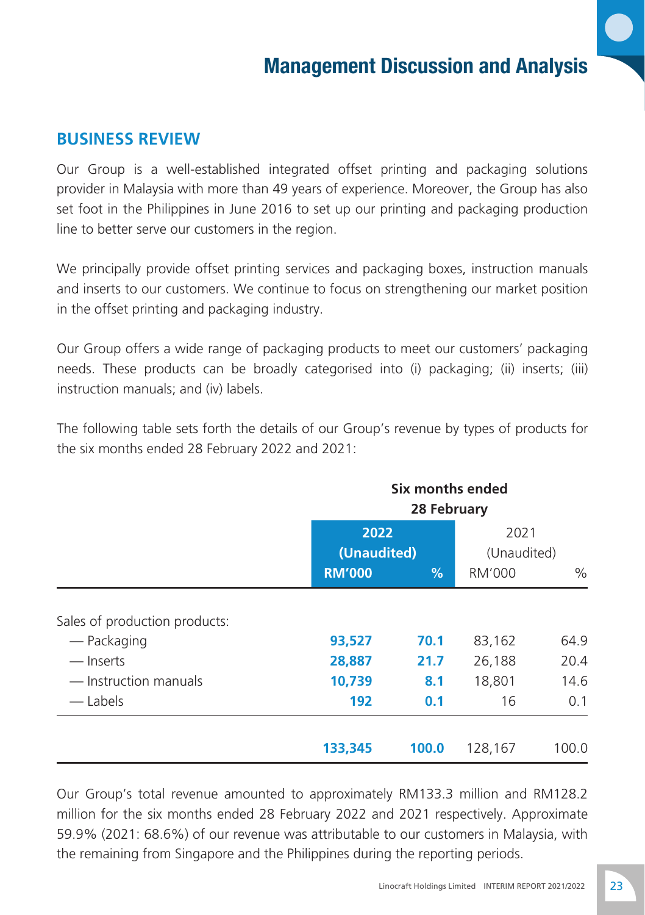# Management Discussion and Analysis

## BUSINESS REVIEW

Our Group is a well-established integrated offset printing and packaging solutions provider in Malaysia with more than 49 years of experience. Moreover, the Group has also set foot in the Philippines in June 2016 to set up our printing and packaging production line to better serve our customers in the region.

We principally provide offset printing services and packaging boxes, instruction manuals and inserts to our customers. We continue to focus on strengthening our market position in the offset printing and packaging industry.

Our Group offers a wide range of packaging products to meet our customers' packaging needs. These products can be broadly categorised into (i) packaging; (ii) inserts; (iii) instruction manuals; and (iv) labels.

The following table sets forth the details of our Group's revenue by types of products for the six months ended 28 February 2022 and 2021:

| | Six months ended 28 February | | | |
|---|---|---|---|---|
| | **2022 (Unaudited)** | | 2021 (Unaudited) | |
| | **RM'000** | **%** | RM'000 | % |
| Sales of production products: | | | | |
| — Packaging | **93,527** | **70.1** | 83,162 | 64.9 |
| — Inserts | **28,887** | **21.7** | 26,188 | 20.4 |
| — Instruction manuals | **10,739** | **8.1** | 18,801 | 14.6 |
| — Labels | **192** | **0.1** | 16 | 0.1 |
| | **133,345** | **100.0** | 128,167 | 100.0 |

Our Group's total revenue amounted to approximately RM133.3 million and RM128.2 million for the six months ended 28 February 2022 and 2021 respectively. Approximate 59.9% (2021: 68.6%) of our revenue was attributable to our customers in Malaysia, with the remaining from Singapore and the Philippines during the reporting periods.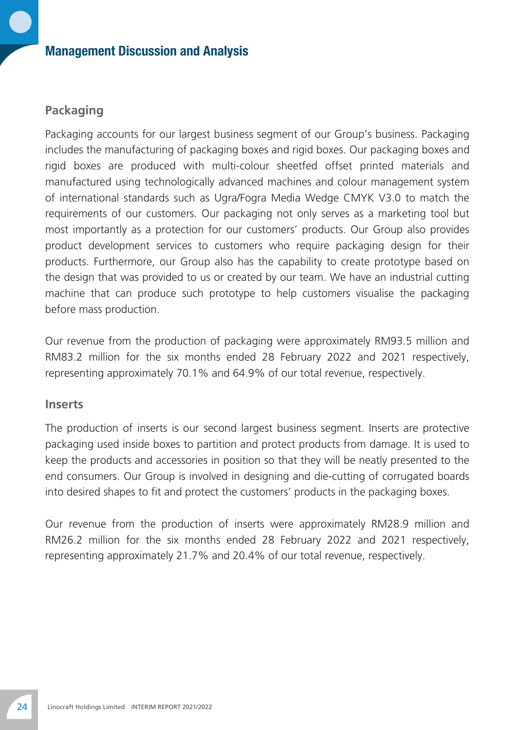## Packaging

Packaging accounts for our largest business segment of our Group's business. Packaging includes the manufacturing of packaging boxes and rigid boxes. Our packaging boxes and rigid boxes are produced with multi-colour sheetfed offset printed materials and manufactured using technologically advanced machines and colour management system of international standards such as Ugra/Fogra Media Wedge CMYK V3.0 to match the requirements of our customers. Our packaging not only serves as a marketing tool but most importantly as a protection for our customers' products. Our Group also provides product development services to customers who require packaging design for their products. Furthermore, our Group also has the capability to create prototype based on the design that was provided to us or created by our team. We have an industrial cutting machine that can produce such prototype to help customers visualise the packaging before mass production.

Our revenue from the production of packaging were approximately RM93.5 million and RM83.2 million for the six months ended 28 February 2022 and 2021 respectively, representing approximately 70.1% and 64.9% of our total revenue, respectively.

## Inserts

The production of inserts is our second largest business segment. Inserts are protective packaging used inside boxes to partition and protect products from damage. It is used to keep the products and accessories in position so that they will be neatly presented to the end consumers. Our Group is involved in designing and die-cutting of corrugated boards into desired shapes to fit and protect the customers' products in the packaging boxes.

Our revenue from the production of inserts were approximately RM28.9 million and RM26.2 million for the six months ended 28 February 2022 and 2021 respectively, representing approximately 21.7% and 20.4% of our total revenue, respectively.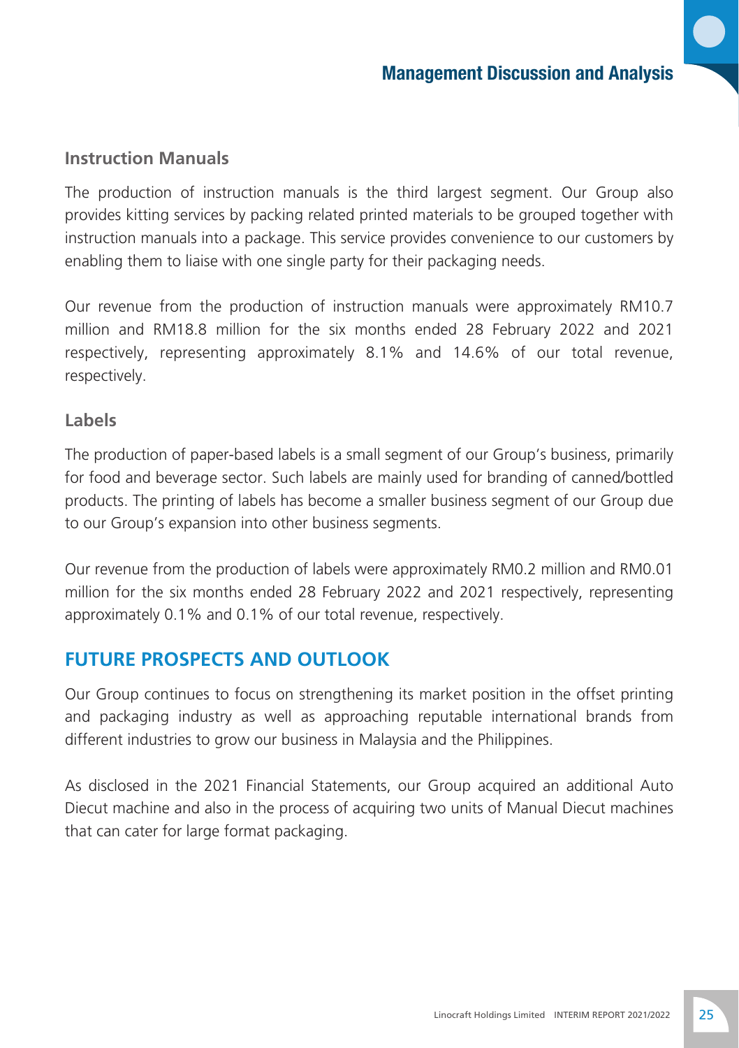### Instruction Manuals

The production of instruction manuals is the third largest segment. Our Group also provides kitting services by packing related printed materials to be grouped together with instruction manuals into a package. This service provides convenience to our customers by enabling them to liaise with one single party for their packaging needs.

Our revenue from the production of instruction manuals were approximately RM10.7 million and RM18.8 million for the six months ended 28 February 2022 and 2021 respectively, representing approximately 8.1% and 14.6% of our total revenue, respectively.

### Labels

The production of paper-based labels is a small segment of our Group's business, primarily for food and beverage sector. Such labels are mainly used for branding of canned/bottled products. The printing of labels has become a smaller business segment of our Group due to our Group's expansion into other business segments.

Our revenue from the production of labels were approximately RM0.2 million and RM0.01 million for the six months ended 28 February 2022 and 2021 respectively, representing approximately 0.1% and 0.1% of our total revenue, respectively.

## FUTURE PROSPECTS AND OUTLOOK

Our Group continues to focus on strengthening its market position in the offset printing and packaging industry as well as approaching reputable international brands from different industries to grow our business in Malaysia and the Philippines.

As disclosed in the 2021 Financial Statements, our Group acquired an additional Auto Diecut machine and also in the process of acquiring two units of Manual Diecut machines that can cater for large format packaging.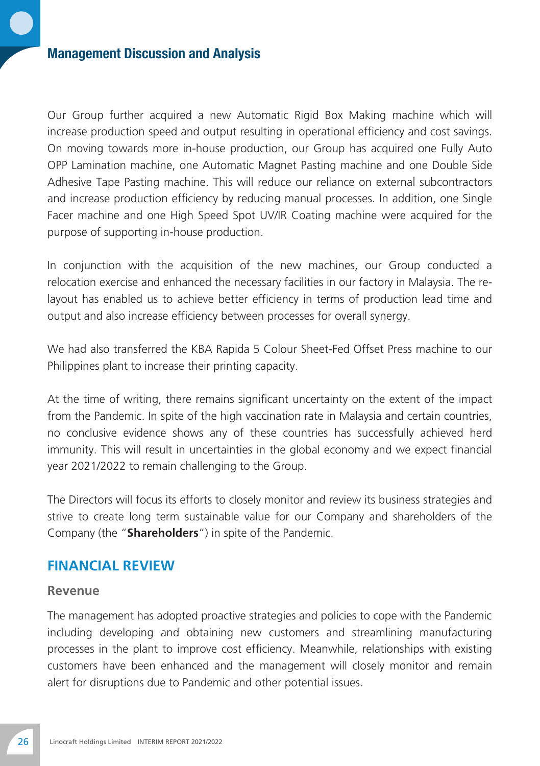Our Group further acquired a new Automatic Rigid Box Making machine which will increase production speed and output resulting in operational efficiency and cost savings. On moving towards more in-house production, our Group has acquired one Fully Auto OPP Lamination machine, one Automatic Magnet Pasting machine and one Double Side Adhesive Tape Pasting machine. This will reduce our reliance on external subcontractors and increase production efficiency by reducing manual processes. In addition, one Single Facer machine and one High Speed Spot UV/IR Coating machine were acquired for the purpose of supporting in-house production.

In conjunction with the acquisition of the new machines, our Group conducted a relocation exercise and enhanced the necessary facilities in our factory in Malaysia. The re-layout has enabled us to achieve better efficiency in terms of production lead time and output and also increase efficiency between processes for overall synergy.

We had also transferred the KBA Rapida 5 Colour Sheet-Fed Offset Press machine to our Philippines plant to increase their printing capacity.

At the time of writing, there remains significant uncertainty on the extent of the impact from the Pandemic. In spite of the high vaccination rate in Malaysia and certain countries, no conclusive evidence shows any of these countries has successfully achieved herd immunity. This will result in uncertainties in the global economy and we expect financial year 2021/2022 to remain challenging to the Group.

The Directors will focus its efforts to closely monitor and review its business strategies and strive to create long term sustainable value for our Company and shareholders of the Company (the "**Shareholders**") in spite of the Pandemic.

## FINANCIAL REVIEW

### Revenue

The management has adopted proactive strategies and policies to cope with the Pandemic including developing and obtaining new customers and streamlining manufacturing processes in the plant to improve cost efficiency. Meanwhile, relationships with existing customers have been enhanced and the management will closely monitor and remain alert for disruptions due to Pandemic and other potential issues.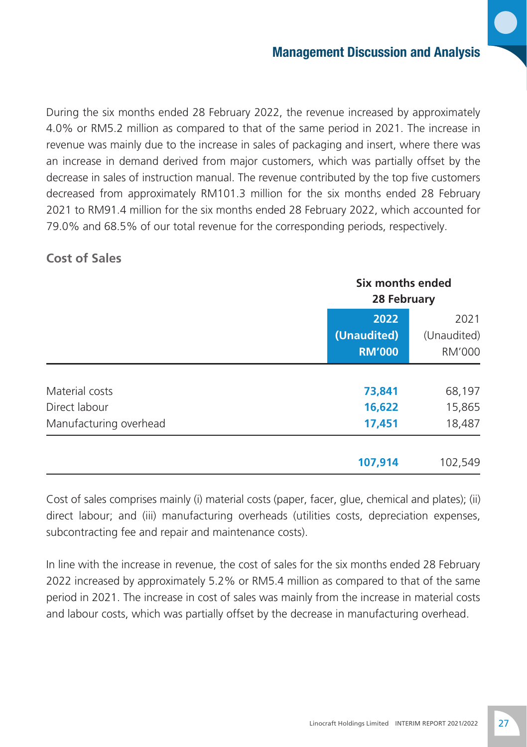During the six months ended 28 February 2022, the revenue increased by approximately 4.0% or RM5.2 million as compared to that of the same period in 2021. The increase in revenue was mainly due to the increase in sales of packaging and insert, where there was an increase in demand derived from major customers, which was partially offset by the decrease in sales of instruction manual. The revenue contributed by the top five customers decreased from approximately RM101.3 million for the six months ended 28 February 2021 to RM91.4 million for the six months ended 28 February 2022, which accounted for 79.0% and 68.5% of our total revenue for the corresponding periods, respectively.

## Cost of Sales

| | Six months ended 28 February | |
|---|---|---|
| | **2022** | 2021 |
| | **(Unaudited)** | (Unaudited) |
| | **RM'000** | RM'000 |
| Material costs | **73,841** | 68,197 |
| Direct labour | **16,622** | 15,865 |
| Manufacturing overhead | **17,451** | 18,487 |
| | **107,914** | 102,549 |

Cost of sales comprises mainly (i) material costs (paper, facer, glue, chemical and plates); (ii) direct labour; and (iii) manufacturing overheads (utilities costs, depreciation expenses, subcontracting fee and repair and maintenance costs).

In line with the increase in revenue, the cost of sales for the six months ended 28 February 2022 increased by approximately 5.2% or RM5.4 million as compared to that of the same period in 2021. The increase in cost of sales was mainly from the increase in material costs and labour costs, which was partially offset by the decrease in manufacturing overhead.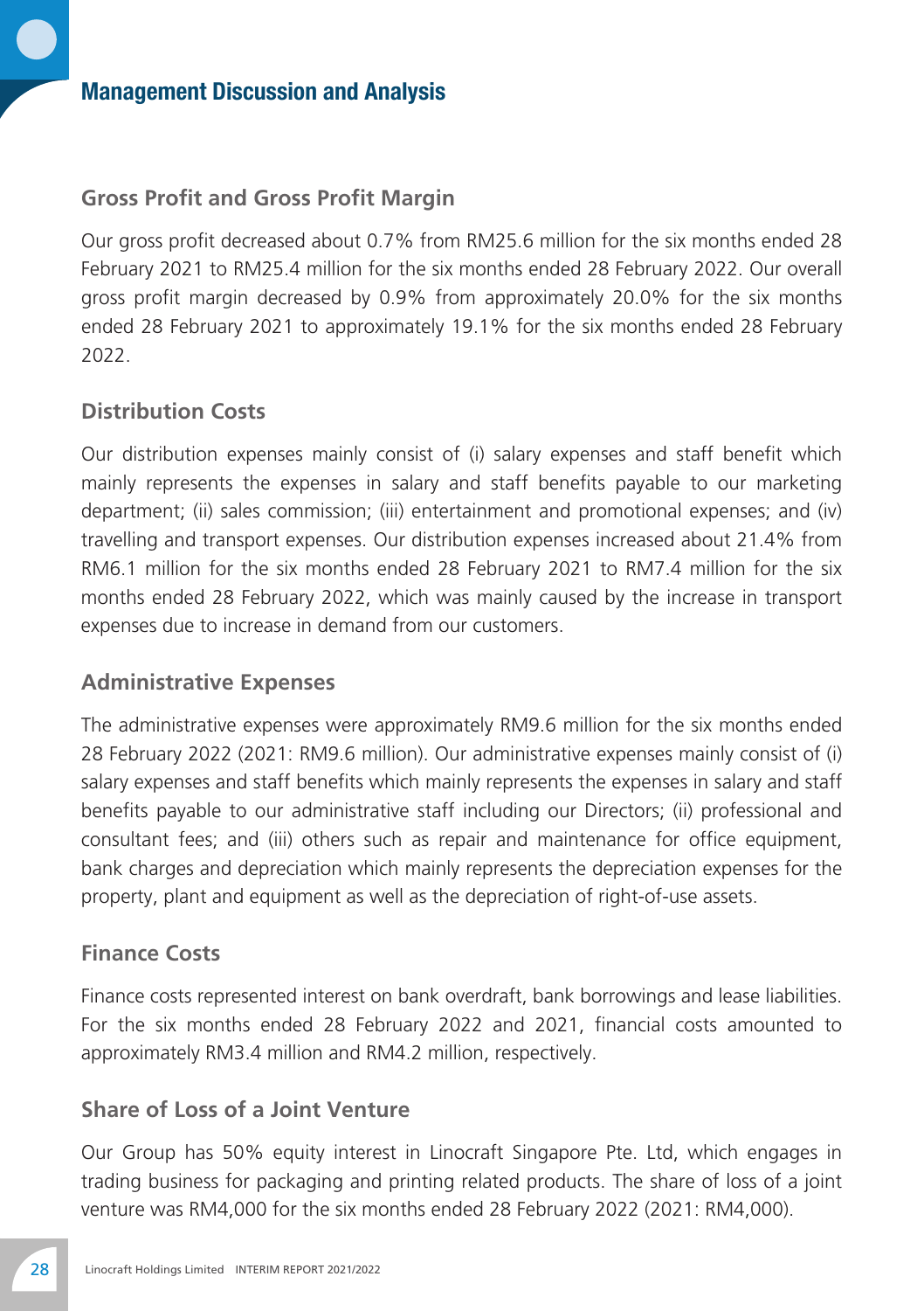## Gross Profit and Gross Profit Margin

Our gross profit decreased about 0.7% from RM25.6 million for the six months ended 28 February 2021 to RM25.4 million for the six months ended 28 February 2022. Our overall gross profit margin decreased by 0.9% from approximately 20.0% for the six months ended 28 February 2021 to approximately 19.1% for the six months ended 28 February 2022.

## Distribution Costs

Our distribution expenses mainly consist of (i) salary expenses and staff benefit which mainly represents the expenses in salary and staff benefits payable to our marketing department; (ii) sales commission; (iii) entertainment and promotional expenses; and (iv) travelling and transport expenses. Our distribution expenses increased about 21.4% from RM6.1 million for the six months ended 28 February 2021 to RM7.4 million for the six months ended 28 February 2022, which was mainly caused by the increase in transport expenses due to increase in demand from our customers.

## Administrative Expenses

The administrative expenses were approximately RM9.6 million for the six months ended 28 February 2022 (2021: RM9.6 million). Our administrative expenses mainly consist of (i) salary expenses and staff benefits which mainly represents the expenses in salary and staff benefits payable to our administrative staff including our Directors; (ii) professional and consultant fees; and (iii) others such as repair and maintenance for office equipment, bank charges and depreciation which mainly represents the depreciation expenses for the property, plant and equipment as well as the depreciation of right-of-use assets.

## Finance Costs

Finance costs represented interest on bank overdraft, bank borrowings and lease liabilities. For the six months ended 28 February 2022 and 2021, financial costs amounted to approximately RM3.4 million and RM4.2 million, respectively.

## Share of Loss of a Joint Venture

Our Group has 50% equity interest in Linocraft Singapore Pte. Ltd, which engages in trading business for packaging and printing related products. The share of loss of a joint venture was RM4,000 for the six months ended 28 February 2022 (2021: RM4,000).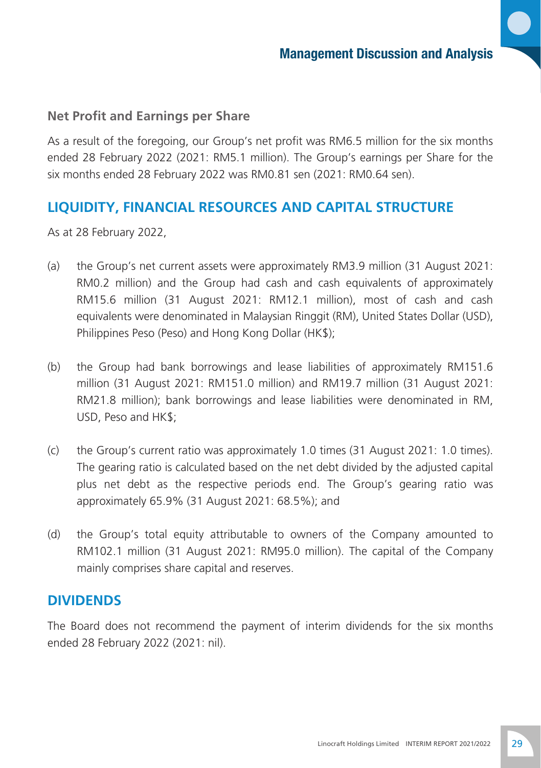### Net Profit and Earnings per Share

As a result of the foregoing, our Group's net profit was RM6.5 million for the six months ended 28 February 2022 (2021: RM5.1 million). The Group's earnings per Share for the six months ended 28 February 2022 was RM0.81 sen (2021: RM0.64 sen).

## LIQUIDITY, FINANCIAL RESOURCES AND CAPITAL STRUCTURE

As at 28 February 2022,

(a) the Group's net current assets were approximately RM3.9 million (31 August 2021: RM0.2 million) and the Group had cash and cash equivalents of approximately RM15.6 million (31 August 2021: RM12.1 million), most of cash and cash equivalents were denominated in Malaysian Ringgit (RM), United States Dollar (USD), Philippines Peso (Peso) and Hong Kong Dollar (HK$);

(b) the Group had bank borrowings and lease liabilities of approximately RM151.6 million (31 August 2021: RM151.0 million) and RM19.7 million (31 August 2021: RM21.8 million); bank borrowings and lease liabilities were denominated in RM, USD, Peso and HK$;

(c) the Group's current ratio was approximately 1.0 times (31 August 2021: 1.0 times). The gearing ratio is calculated based on the net debt divided by the adjusted capital plus net debt as the respective periods end. The Group's gearing ratio was approximately 65.9% (31 August 2021: 68.5%); and

(d) the Group's total equity attributable to owners of the Company amounted to RM102.1 million (31 August 2021: RM95.0 million). The capital of the Company mainly comprises share capital and reserves.

## DIVIDENDS

The Board does not recommend the payment of interim dividends for the six months ended 28 February 2022 (2021: nil).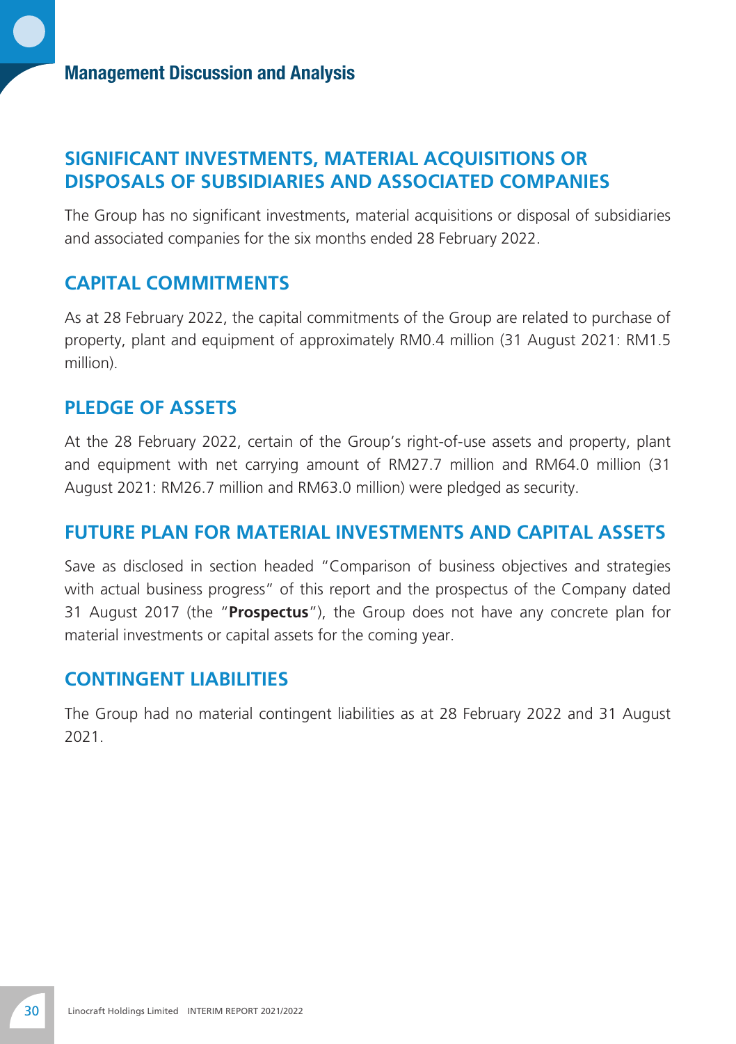## SIGNIFICANT INVESTMENTS, MATERIAL ACQUISITIONS OR DISPOSALS OF SUBSIDIARIES AND ASSOCIATED COMPANIES

The Group has no significant investments, material acquisitions or disposal of subsidiaries and associated companies for the six months ended 28 February 2022.

## CAPITAL COMMITMENTS

As at 28 February 2022, the capital commitments of the Group are related to purchase of property, plant and equipment of approximately RM0.4 million (31 August 2021: RM1.5 million).

## PLEDGE OF ASSETS

At the 28 February 2022, certain of the Group's right-of-use assets and property, plant and equipment with net carrying amount of RM27.7 million and RM64.0 million (31 August 2021: RM26.7 million and RM63.0 million) were pledged as security.

## FUTURE PLAN FOR MATERIAL INVESTMENTS AND CAPITAL ASSETS

Save as disclosed in section headed "Comparison of business objectives and strategies with actual business progress" of this report and the prospectus of the Company dated 31 August 2017 (the "**Prospectus**"), the Group does not have any concrete plan for material investments or capital assets for the coming year.

## CONTINGENT LIABILITIES

The Group had no material contingent liabilities as at 28 February 2022 and 31 August 2021.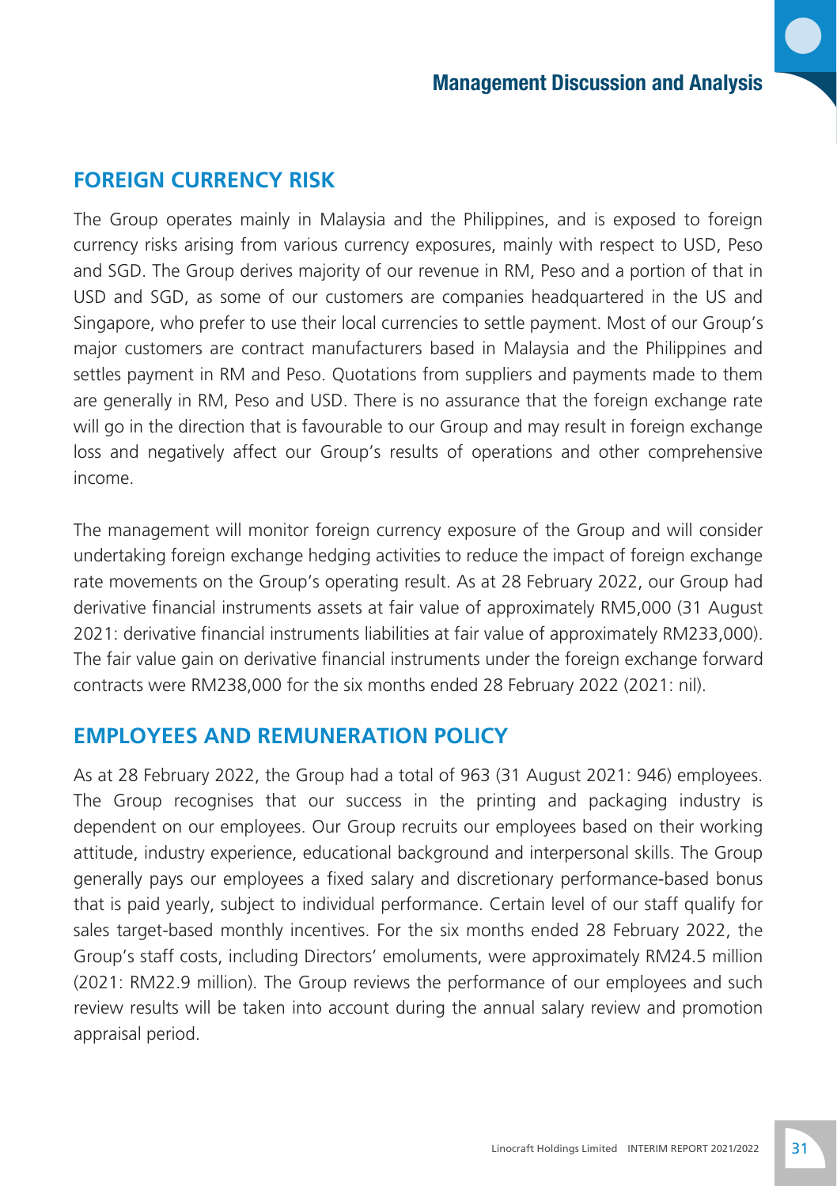## FOREIGN CURRENCY RISK

The Group operates mainly in Malaysia and the Philippines, and is exposed to foreign currency risks arising from various currency exposures, mainly with respect to USD, Peso and SGD. The Group derives majority of our revenue in RM, Peso and a portion of that in USD and SGD, as some of our customers are companies headquartered in the US and Singapore, who prefer to use their local currencies to settle payment. Most of our Group's major customers are contract manufacturers based in Malaysia and the Philippines and settles payment in RM and Peso. Quotations from suppliers and payments made to them are generally in RM, Peso and USD. There is no assurance that the foreign exchange rate will go in the direction that is favourable to our Group and may result in foreign exchange loss and negatively affect our Group's results of operations and other comprehensive income.

The management will monitor foreign currency exposure of the Group and will consider undertaking foreign exchange hedging activities to reduce the impact of foreign exchange rate movements on the Group's operating result. As at 28 February 2022, our Group had derivative financial instruments assets at fair value of approximately RM5,000 (31 August 2021: derivative financial instruments liabilities at fair value of approximately RM233,000). The fair value gain on derivative financial instruments under the foreign exchange forward contracts were RM238,000 for the six months ended 28 February 2022 (2021: nil).

## EMPLOYEES AND REMUNERATION POLICY

As at 28 February 2022, the Group had a total of 963 (31 August 2021: 946) employees. The Group recognises that our success in the printing and packaging industry is dependent on our employees. Our Group recruits our employees based on their working attitude, industry experience, educational background and interpersonal skills. The Group generally pays our employees a fixed salary and discretionary performance-based bonus that is paid yearly, subject to individual performance. Certain level of our staff qualify for sales target-based monthly incentives. For the six months ended 28 February 2022, the Group's staff costs, including Directors' emoluments, were approximately RM24.5 million (2021: RM22.9 million). The Group reviews the performance of our employees and such review results will be taken into account during the annual salary review and promotion appraisal period.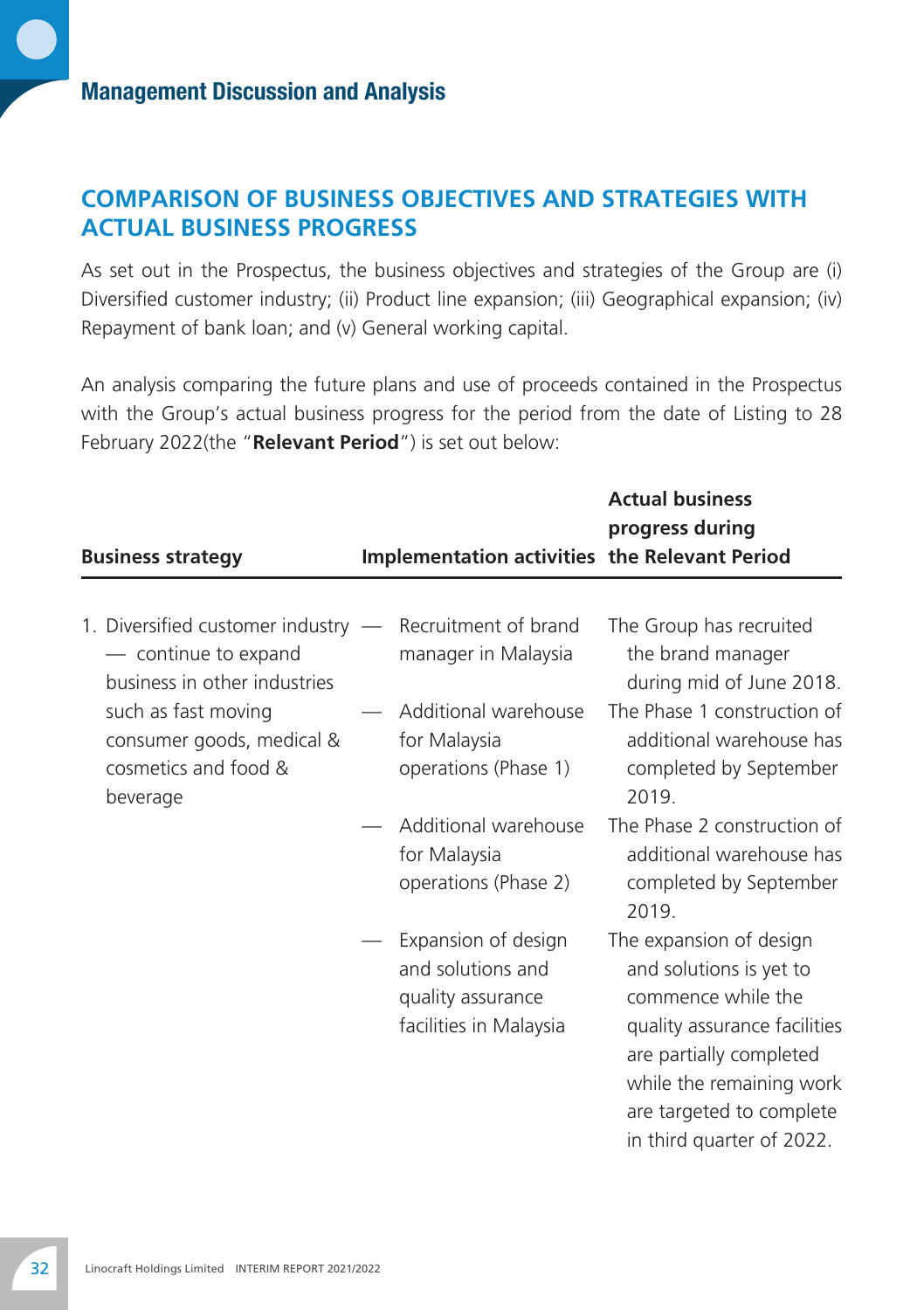## COMPARISON OF BUSINESS OBJECTIVES AND STRATEGIES WITH ACTUAL BUSINESS PROGRESS

As set out in the Prospectus, the business objectives and strategies of the Group are (i) Diversified customer industry; (ii) Product line expansion; (iii) Geographical expansion; (iv) Repayment of bank loan; and (v) General working capital.

An analysis comparing the future plans and use of proceeds contained in the Prospectus with the Group's actual business progress for the period from the date of Listing to 28 February 2022(the "**Relevant Period**") is set out below:

| Business strategy | Implementation activities | Actual business progress during the Relevant Period |
|---|---|---|
| 1. Diversified customer industry — continue to expand business in other industries such as fast moving consumer goods, medical & cosmetics and food & beverage | — Recruitment of brand manager in Malaysia | The Group has recruited the brand manager during mid of June 2018. |
| | — Additional warehouse for Malaysia operations (Phase 1) | The Phase 1 construction of additional warehouse has completed by September 2019. |
| | — Additional warehouse for Malaysia operations (Phase 2) | The Phase 2 construction of additional warehouse has completed by September 2019. |
| | — Expansion of design and solutions and quality assurance facilities in Malaysia | The expansion of design and solutions is yet to commence while the quality assurance facilities are partially completed while the remaining work are targeted to complete in third quarter of 2022. |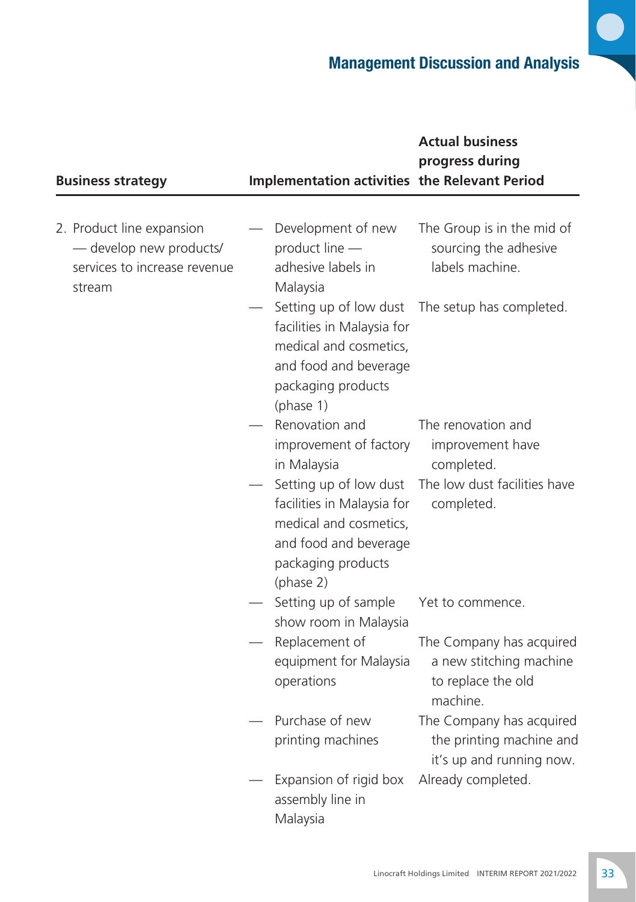| Business strategy | Implementation activities | Actual business progress during the Relevant Period |
|---|---|---|
| 2. Product line expansion — develop new products/ services to increase revenue stream | — Development of new product line — adhesive labels in Malaysia | The Group is in the mid of sourcing the adhesive labels machine. |
| | — Setting up of low dust facilities in Malaysia for medical and cosmetics, and food and beverage packaging products (phase 1) | The setup has completed. |
| | — Renovation and improvement of factory in Malaysia | The renovation and improvement have completed. |
| | — Setting up of low dust facilities in Malaysia for medical and cosmetics, and food and beverage packaging products (phase 2) | The low dust facilities have completed. |
| | — Setting up of sample show room in Malaysia | Yet to commence. |
| | — Replacement of equipment for Malaysia operations | The Company has acquired a new stitching machine to replace the old machine. |
| | — Purchase of new printing machines | The Company has acquired the printing machine and it's up and running now. |
| | — Expansion of rigid box assembly line in Malaysia | Already completed. |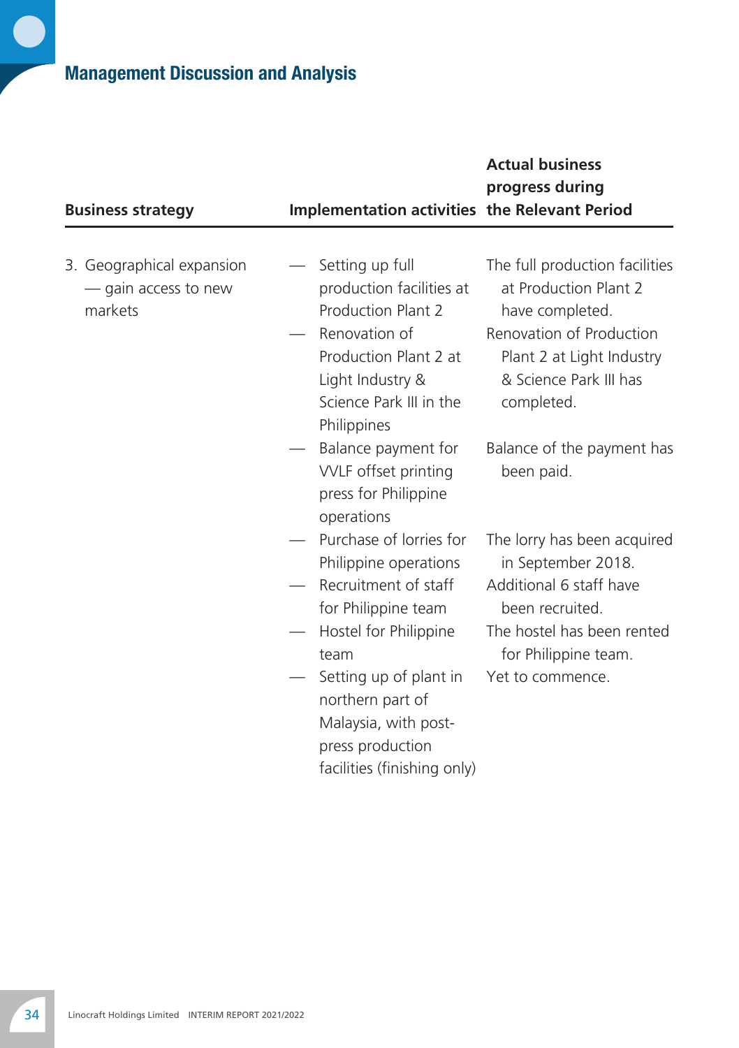## Management Discussion and Analysis

| Business strategy | Implementation activities | Actual business progress during the Relevant Period |
|---|---|---|
| 3. Geographical expansion — gain access to new markets | — Setting up full production facilities at Production Plant 2 | The full production facilities at Production Plant 2 have completed. |
| | — Renovation of Production Plant 2 at Light Industry & Science Park III in the Philippines | Renovation of Production Plant 2 at Light Industry & Science Park III has completed. |
| | — Balance payment for VVLF offset printing press for Philippine operations | Balance of the payment has been paid. |
| | — Purchase of lorries for Philippine operations | The lorry has been acquired in September 2018. |
| | — Recruitment of staff for Philippine team | Additional 6 staff have been recruited. |
| | — Hostel for Philippine team | The hostel has been rented for Philippine team. |
| | — Setting up of plant in northern part of Malaysia, with post-press production facilities (finishing only) | Yet to commence. |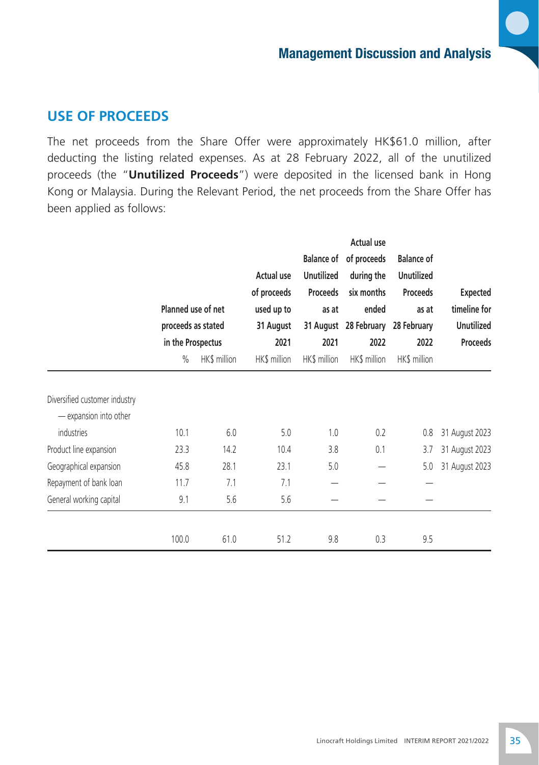## USE OF PROCEEDS

The net proceeds from the Share Offer were approximately HK$61.0 million, after deducting the listing related expenses. As at 28 February 2022, all of the unutilized proceeds (the "**Unutilized Proceeds**") were deposited in the licensed bank in Hong Kong or Malaysia. During the Relevant Period, the net proceeds from the Share Offer has been applied as follows:

| | Planned use of net proceeds as stated in the Prospectus | | Actual use of proceeds used up to 31 August 2021 | Balance of Unutilized Proceeds as at 31 August 2021 | Actual use of proceeds during the six months ended 28 February 2022 | Balance of Unutilized Proceeds as at 28 February 2022 | Expected timeline for Unutilized Proceeds |
|---|---|---|---|---|---|---|---|
| | % | HK$ million | HK$ million | HK$ million | HK$ million | HK$ million | |
| Diversified customer industry — expansion into other industries | 10.1 | 6.0 | 5.0 | 1.0 | 0.2 | 0.8 | 31 August 2023 |
| Product line expansion | 23.3 | 14.2 | 10.4 | 3.8 | 0.1 | 3.7 | 31 August 2023 |
| Geographical expansion | 45.8 | 28.1 | 23.1 | 5.0 | — | 5.0 | 31 August 2023 |
| Repayment of bank loan | 11.7 | 7.1 | 7.1 | — | — | — | |
| General working capital | 9.1 | 5.6 | 5.6 | — | — | — | |
| | 100.0 | 61.0 | 51.2 | 9.8 | 0.3 | 9.5 | |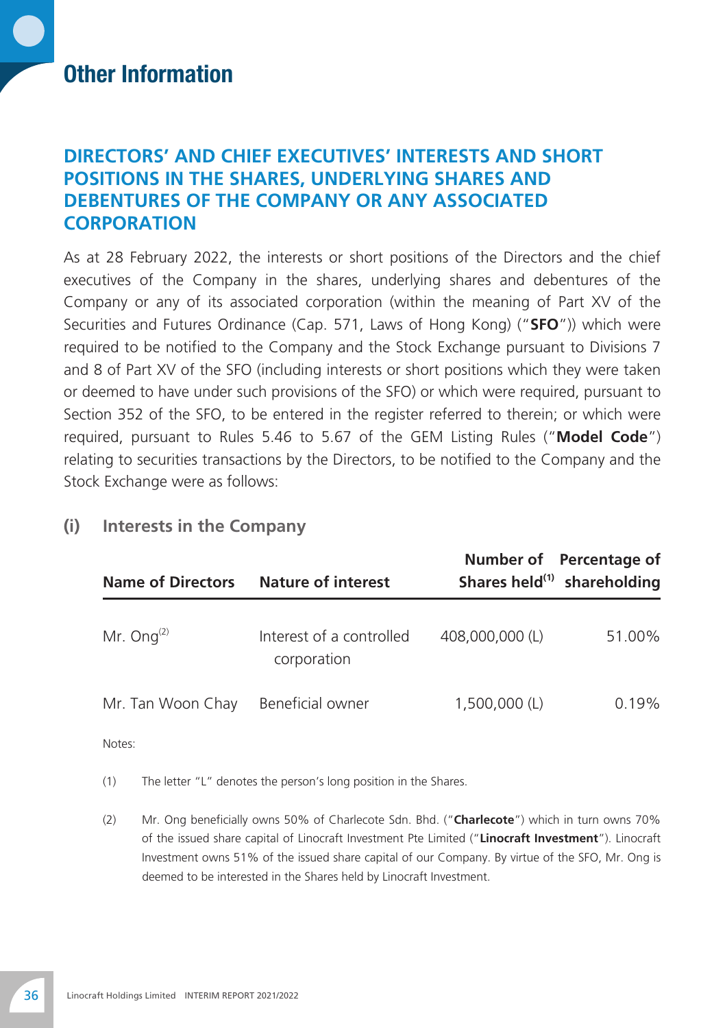# Other Information

## DIRECTORS' AND CHIEF EXECUTIVES' INTERESTS AND SHORT POSITIONS IN THE SHARES, UNDERLYING SHARES AND DEBENTURES OF THE COMPANY OR ANY ASSOCIATED CORPORATION

As at 28 February 2022, the interests or short positions of the Directors and the chief executives of the Company in the shares, underlying shares and debentures of the Company or any of its associated corporation (within the meaning of Part XV of the Securities and Futures Ordinance (Cap. 571, Laws of Hong Kong) ("**SFO**")) which were required to be notified to the Company and the Stock Exchange pursuant to Divisions 7 and 8 of Part XV of the SFO (including interests or short positions which they were taken or deemed to have under such provisions of the SFO) or which were required, pursuant to Section 352 of the SFO, to be entered in the register referred to therein; or which were required, pursuant to Rules 5.46 to 5.67 of the GEM Listing Rules ("**Model Code**") relating to securities transactions by the Directors, to be notified to the Company and the Stock Exchange were as follows:

### (i) Interests in the Company

| Name of Directors | Nature of interest | Number of Shares held[1] | Percentage of shareholding |
|---|---|---|---|
| Mr. Ong[2] | Interest of a controlled corporation | 408,000,000 (L) | 51.00% |
| Mr. Tan Woon Chay | Beneficial owner | 1,500,000 (L) | 0.19% |

Notes:

(1) The letter "L" denotes the person's long position in the Shares.

(2) Mr. Ong beneficially owns 50% of Charlecote Sdn. Bhd. ("**Charlecote**") which in turn owns 70% of the issued share capital of Linocraft Investment Pte Limited ("**Linocraft Investment**"). Linocraft Investment owns 51% of the issued share capital of our Company. By virtue of the SFO, Mr. Ong is deemed to be interested in the Shares held by Linocraft Investment.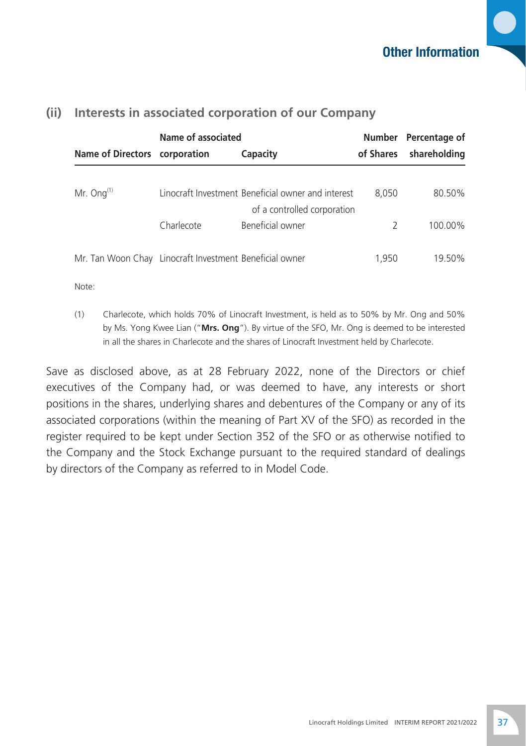### (ii) Interests in associated corporation of our Company

| Name of Directors | Name of associated corporation | Capacity | Number of Shares | Percentage of shareholding |
|---|---|---|---|---|
| Mr. Ong[(1)] | Linocraft Investment | Beneficial owner and interest of a controlled corporation | 8,050 | 80.50% |
| | Charlecote | Beneficial owner | 2 | 100.00% |
| Mr. Tan Woon Chay | Linocraft Investment | Beneficial owner | 1,950 | 19.50% |

Note:

(1) Charlecote, which holds 70% of Linocraft Investment, is held as to 50% by Mr. Ong and 50% by Ms. Yong Kwee Lian ("**Mrs. Ong**"). By virtue of the SFO, Mr. Ong is deemed to be interested in all the shares in Charlecote and the shares of Linocraft Investment held by Charlecote.

Save as disclosed above, as at 28 February 2022, none of the Directors or chief executives of the Company had, or was deemed to have, any interests or short positions in the shares, underlying shares and debentures of the Company or any of its associated corporations (within the meaning of Part XV of the SFO) as recorded in the register required to be kept under Section 352 of the SFO or as otherwise notified to the Company and the Stock Exchange pursuant to the required standard of dealings by directors of the Company as referred to in Model Code.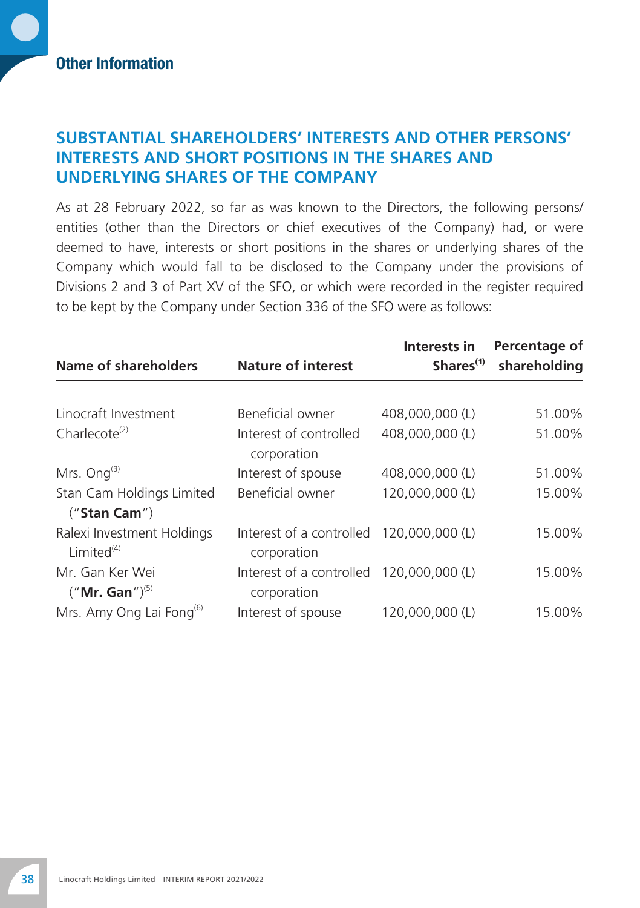## SUBSTANTIAL SHAREHOLDERS' INTERESTS AND OTHER PERSONS' INTERESTS AND SHORT POSITIONS IN THE SHARES AND UNDERLYING SHARES OF THE COMPANY

As at 28 February 2022, so far as was known to the Directors, the following persons/entities (other than the Directors or chief executives of the Company) had, or were deemed to have, interests or short positions in the shares or underlying shares of the Company which would fall to be disclosed to the Company under the provisions of Divisions 2 and 3 of Part XV of the SFO, or which were recorded in the register required to be kept by the Company under Section 336 of the SFO were as follows:

| Name of shareholders | Nature of interest | Interests in Shares[1] | Percentage of shareholding |
|---|---|---|---|
| Linocraft Investment | Beneficial owner | 408,000,000 (L) | 51.00% |
| Charlecote[2] | Interest of controlled corporation | 408,000,000 (L) | 51.00% |
| Mrs. Ong[3] | Interest of spouse | 408,000,000 (L) | 51.00% |
| Stan Cam Holdings Limited ("**Stan Cam**") | Beneficial owner | 120,000,000 (L) | 15.00% |
| Ralexi Investment Holdings Limited[4] | Interest of a controlled corporation | 120,000,000 (L) | 15.00% |
| Mr. Gan Ker Wei ("**Mr. Gan**")[5] | Interest of a controlled corporation | 120,000,000 (L) | 15.00% |
| Mrs. Amy Ong Lai Fong[6] | Interest of spouse | 120,000,000 (L) | 15.00% |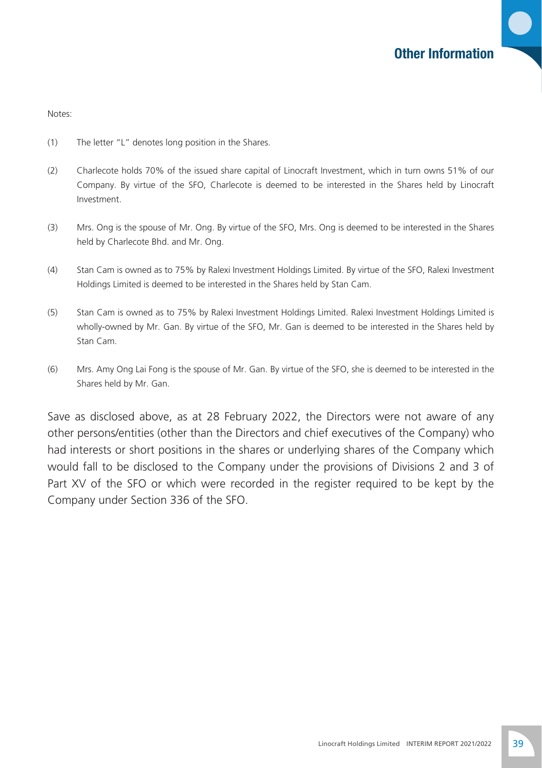Notes:

(1) The letter "L" denotes long position in the Shares.

(2) Charlecote holds 70% of the issued share capital of Linocraft Investment, which in turn owns 51% of our Company. By virtue of the SFO, Charlecote is deemed to be interested in the Shares held by Linocraft Investment.

(3) Mrs. Ong is the spouse of Mr. Ong. By virtue of the SFO, Mrs. Ong is deemed to be interested in the Shares held by Charlecote Bhd. and Mr. Ong.

(4) Stan Cam is owned as to 75% by Ralexi Investment Holdings Limited. By virtue of the SFO, Ralexi Investment Holdings Limited is deemed to be interested in the Shares held by Stan Cam.

(5) Stan Cam is owned as to 75% by Ralexi Investment Holdings Limited. Ralexi Investment Holdings Limited is wholly-owned by Mr. Gan. By virtue of the SFO, Mr. Gan is deemed to be interested in the Shares held by Stan Cam.

(6) Mrs. Amy Ong Lai Fong is the spouse of Mr. Gan. By virtue of the SFO, she is deemed to be interested in the Shares held by Mr. Gan.

Save as disclosed above, as at 28 February 2022, the Directors were not aware of any other persons/entities (other than the Directors and chief executives of the Company) who had interests or short positions in the shares or underlying shares of the Company which would fall to be disclosed to the Company under the provisions of Divisions 2 and 3 of Part XV of the SFO or which were recorded in the register required to be kept by the Company under Section 336 of the SFO.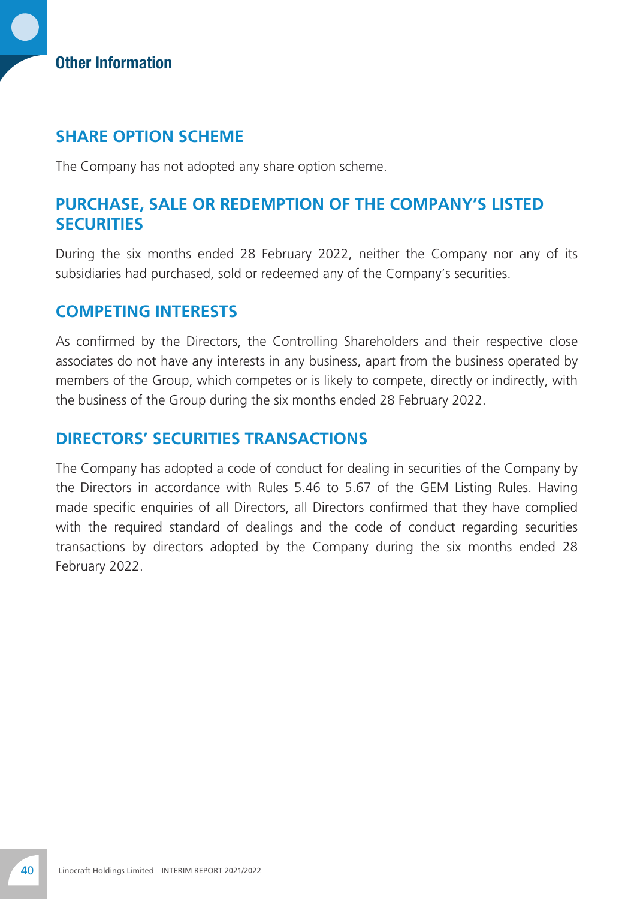# Other Information

## SHARE OPTION SCHEME

The Company has not adopted any share option scheme.

## PURCHASE, SALE OR REDEMPTION OF THE COMPANY'S LISTED SECURITIES

During the six months ended 28 February 2022, neither the Company nor any of its subsidiaries had purchased, sold or redeemed any of the Company's securities.

## COMPETING INTERESTS

As confirmed by the Directors, the Controlling Shareholders and their respective close associates do not have any interests in any business, apart from the business operated by members of the Group, which competes or is likely to compete, directly or indirectly, with the business of the Group during the six months ended 28 February 2022.

## DIRECTORS' SECURITIES TRANSACTIONS

The Company has adopted a code of conduct for dealing in securities of the Company by the Directors in accordance with Rules 5.46 to 5.67 of the GEM Listing Rules. Having made specific enquiries of all Directors, all Directors confirmed that they have complied with the required standard of dealings and the code of conduct regarding securities transactions by directors adopted by the Company during the six months ended 28 February 2022.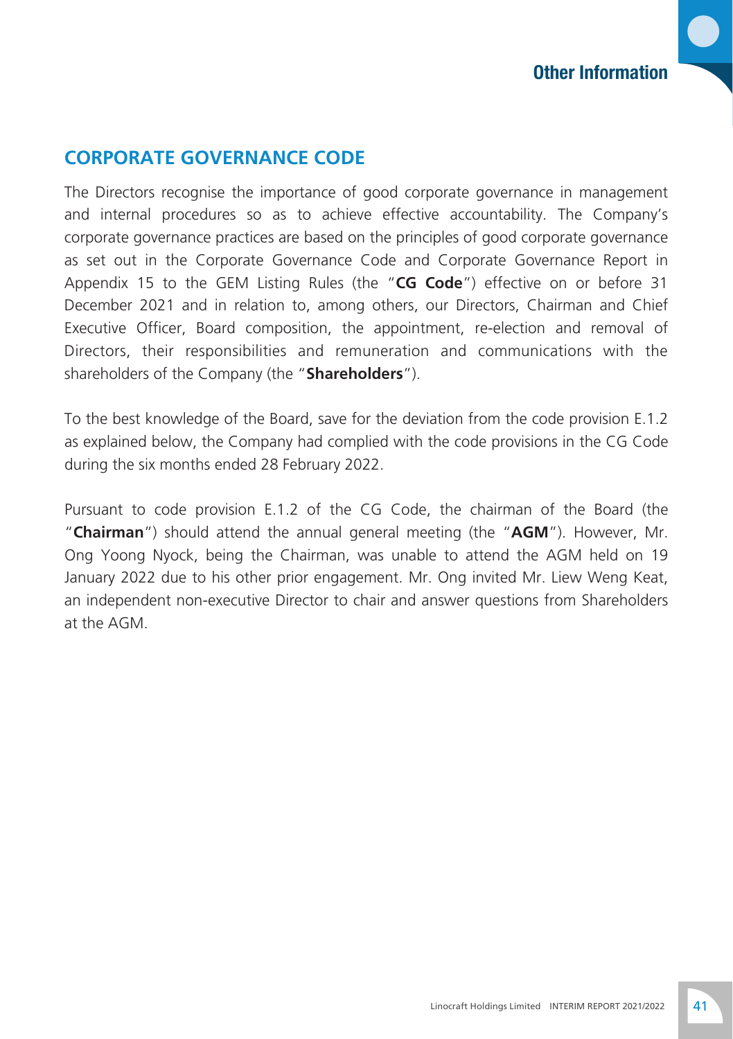## CORPORATE GOVERNANCE CODE

The Directors recognise the importance of good corporate governance in management and internal procedures so as to achieve effective accountability. The Company's corporate governance practices are based on the principles of good corporate governance as set out in the Corporate Governance Code and Corporate Governance Report in Appendix 15 to the GEM Listing Rules (the "**CG Code**") effective on or before 31 December 2021 and in relation to, among others, our Directors, Chairman and Chief Executive Officer, Board composition, the appointment, re-election and removal of Directors, their responsibilities and remuneration and communications with the shareholders of the Company (the "**Shareholders**").

To the best knowledge of the Board, save for the deviation from the code provision E.1.2 as explained below, the Company had complied with the code provisions in the CG Code during the six months ended 28 February 2022.

Pursuant to code provision E.1.2 of the CG Code, the chairman of the Board (the "**Chairman**") should attend the annual general meeting (the "**AGM**"). However, Mr. Ong Yoong Nyock, being the Chairman, was unable to attend the AGM held on 19 January 2022 due to his other prior engagement. Mr. Ong invited Mr. Liew Weng Keat, an independent non-executive Director to chair and answer questions from Shareholders at the AGM.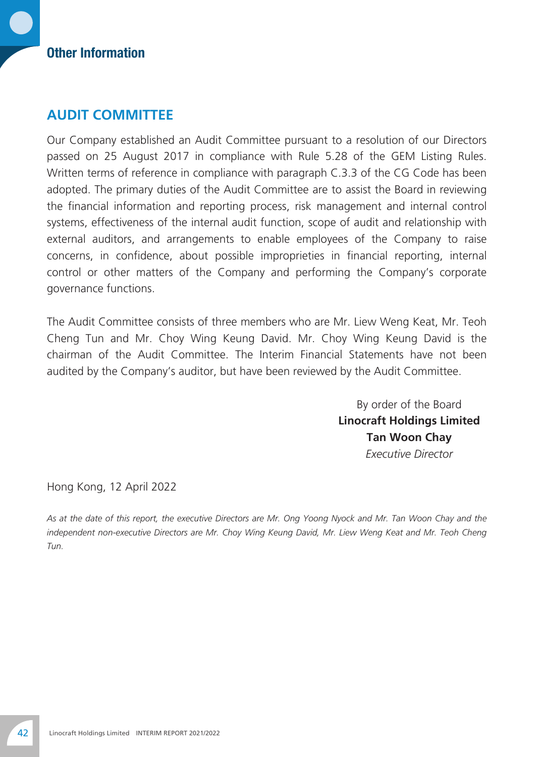## AUDIT COMMITTEE

Our Company established an Audit Committee pursuant to a resolution of our Directors passed on 25 August 2017 in compliance with Rule 5.28 of the GEM Listing Rules. Written terms of reference in compliance with paragraph C.3.3 of the CG Code has been adopted. The primary duties of the Audit Committee are to assist the Board in reviewing the financial information and reporting process, risk management and internal control systems, effectiveness of the internal audit function, scope of audit and relationship with external auditors, and arrangements to enable employees of the Company to raise concerns, in confidence, about possible improprieties in financial reporting, internal control or other matters of the Company and performing the Company's corporate governance functions.

The Audit Committee consists of three members who are Mr. Liew Weng Keat, Mr. Teoh Cheng Tun and Mr. Choy Wing Keung David. Mr. Choy Wing Keung David is the chairman of the Audit Committee. The Interim Financial Statements have not been audited by the Company's auditor, but have been reviewed by the Audit Committee.

By order of the Board
**Linocraft Holdings Limited**
**Tan Woon Chay**
*Executive Director*

Hong Kong, 12 April 2022

*As at the date of this report, the executive Directors are Mr. Ong Yoong Nyock and Mr. Tan Woon Chay and the independent non-executive Directors are Mr. Choy Wing Keung David, Mr. Liew Weng Keat and Mr. Teoh Cheng Tun.*